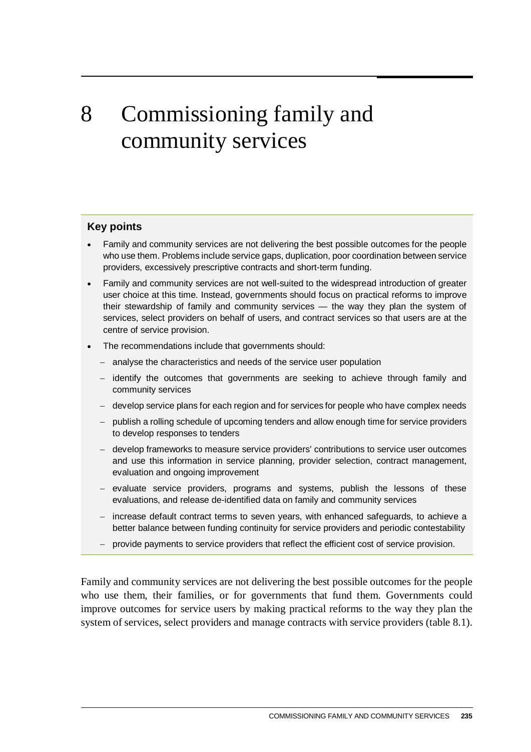# 8 Commissioning family and community services

**Key points**

- Family and community services are not delivering the best possible outcomes for the people who use them. Problems include service gaps, duplication, poor coordination between service providers, excessively prescriptive contracts and short-term funding.
- Family and community services are not well-suited to the widespread introduction of greater user choice at this time. Instead, governments should focus on practical reforms to improve their stewardship of family and community services — the way they plan the system of services, select providers on behalf of users, and contract services so that users are at the centre of service provision.
- The recommendations include that governments should:
  - analyse the characteristics and needs of the service user population
  - identify the outcomes that governments are seeking to achieve through family and community services
  - develop service plans for each region and for services for people who have complex needs
  - publish a rolling schedule of upcoming tenders and allow enough time for service providers to develop responses to tenders
  - develop frameworks to measure service providers' contributions to service user outcomes and use this information in service planning, provider selection, contract management, evaluation and ongoing improvement
  - evaluate service providers, programs and systems, publish the lessons of these evaluations, and release de-identified data on family and community services
  - increase default contract terms to seven years, with enhanced safeguards, to achieve a better balance between funding continuity for service providers and periodic contestability
  - provide payments to service providers that reflect the efficient cost of service provision.

Family and community services are not delivering the best possible outcomes for the people who use them, their families, or for governments that fund them. Governments could improve outcomes for service users by making practical reforms to the way they plan the system of services, select providers and manage contracts with service providers (table 8.1).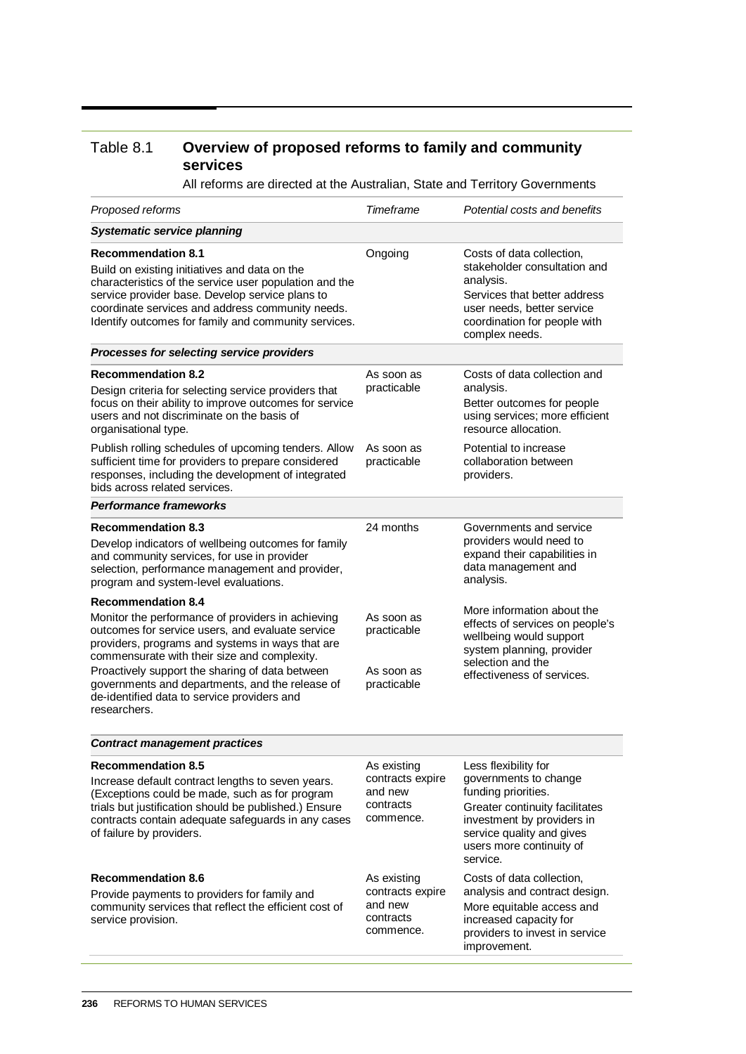## Table 8.1 **Overview of proposed reforms to family and community services**

All reforms are directed at the Australian, State and Territory Governments

| *Proposed reforms* | *Timeframe* | *Potential costs and benefits* |
|---|---|---|
| ***Systematic service planning*** | | |
| **Recommendation 8.1** Build on existing initiatives and data on the characteristics of the service user population and the service provider base. Develop service plans to coordinate services and address community needs. Identify outcomes for family and community services. | Ongoing | Costs of data collection, stakeholder consultation and analysis. Services that better address user needs, better service coordination for people with complex needs. |
| ***Processes for selecting service providers*** | | |
| **Recommendation 8.2** Design criteria for selecting service providers that focus on their ability to improve outcomes for service users and not discriminate on the basis of organisational type. | As soon as practicable | Costs of data collection and analysis. Better outcomes for people using services; more efficient resource allocation. |
| Publish rolling schedules of upcoming tenders. Allow sufficient time for providers to prepare considered responses, including the development of integrated bids across related services. | As soon as practicable | Potential to increase collaboration between providers. |
| ***Performance frameworks*** | | |
| **Recommendation 8.3** Develop indicators of wellbeing outcomes for family and community services, for use in provider selection, performance management and provider, program and system-level evaluations. | 24 months | Governments and service providers would need to expand their capabilities in data management and analysis. |
| **Recommendation 8.4** Monitor the performance of providers in achieving outcomes for service users, and evaluate service providers, programs and systems in ways that are commensurate with their size and complexity. | As soon as practicable | More information about the effects of services on people's wellbeing would support system planning, provider selection and the effectiveness of services. |
| Proactively support the sharing of data between governments and departments, and the release of de-identified data to service providers and researchers. | As soon as practicable | |
| ***Contract management practices*** | | |
| **Recommendation 8.5** Increase default contract lengths to seven years. (Exceptions could be made, such as for program trials but justification should be published.) Ensure contracts contain adequate safeguards in any cases of failure by providers. | As existing contracts expire and new contracts commence. | Less flexibility for governments to change funding priorities. Greater continuity facilitates investment by providers in service quality and gives users more continuity of service. |
| **Recommendation 8.6** Provide payments to providers for family and community services that reflect the efficient cost of service provision. | As existing contracts expire and new contracts commence. | Costs of data collection, analysis and contract design. More equitable access and increased capacity for providers to invest in service improvement. |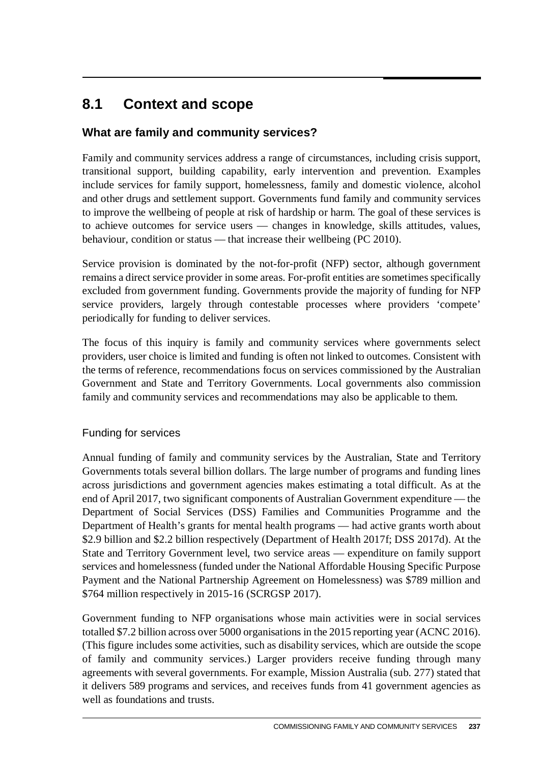## 8.1 Context and scope

### What are family and community services?

Family and community services address a range of circumstances, including crisis support, transitional support, building capability, early intervention and prevention. Examples include services for family support, homelessness, family and domestic violence, alcohol and other drugs and settlement support. Governments fund family and community services to improve the wellbeing of people at risk of hardship or harm. The goal of these services is to achieve outcomes for service users — changes in knowledge, skills attitudes, values, behaviour, condition or status — that increase their wellbeing (PC 2010).

Service provision is dominated by the not-for-profit (NFP) sector, although government remains a direct service provider in some areas. For-profit entities are sometimes specifically excluded from government funding. Governments provide the majority of funding for NFP service providers, largely through contestable processes where providers 'compete' periodically for funding to deliver services.

The focus of this inquiry is family and community services where governments select providers, user choice is limited and funding is often not linked to outcomes. Consistent with the terms of reference, recommendations focus on services commissioned by the Australian Government and State and Territory Governments. Local governments also commission family and community services and recommendations may also be applicable to them.

#### Funding for services

Annual funding of family and community services by the Australian, State and Territory Governments totals several billion dollars. The large number of programs and funding lines across jurisdictions and government agencies makes estimating a total difficult. As at the end of April 2017, two significant components of Australian Government expenditure — the Department of Social Services (DSS) Families and Communities Programme and the Department of Health's grants for mental health programs — had active grants worth about $2.9 billion and $2.2 billion respectively (Department of Health 2017f; DSS 2017d). At the State and Territory Government level, two service areas — expenditure on family support services and homelessness (funded under the National Affordable Housing Specific Purpose Payment and the National Partnership Agreement on Homelessness) was $789 million and $764 million respectively in 2015-16 (SCRGSP 2017).

Government funding to NFP organisations whose main activities were in social services totalled $7.2 billion across over 5000 organisations in the 2015 reporting year (ACNC 2016). (This figure includes some activities, such as disability services, which are outside the scope of family and community services.) Larger providers receive funding through many agreements with several governments. For example, Mission Australia (sub. 277) stated that it delivers 589 programs and services, and receives funds from 41 government agencies as well as foundations and trusts.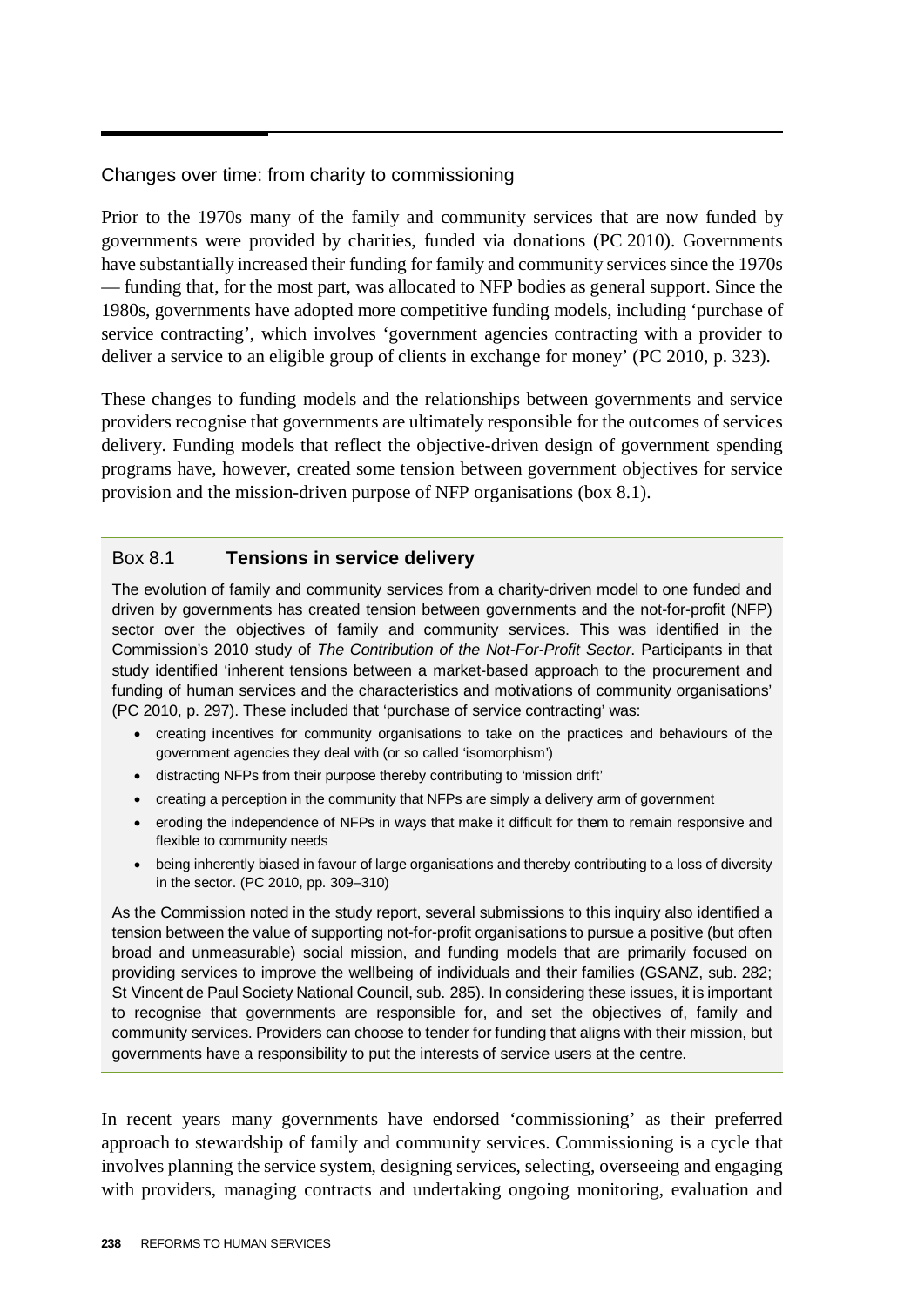### Changes over time: from charity to commissioning

Prior to the 1970s many of the family and community services that are now funded by governments were provided by charities, funded via donations (PC 2010). Governments have substantially increased their funding for family and community services since the 1970s — funding that, for the most part, was allocated to NFP bodies as general support. Since the 1980s, governments have adopted more competitive funding models, including 'purchase of service contracting', which involves 'government agencies contracting with a provider to deliver a service to an eligible group of clients in exchange for money' (PC 2010, p. 323).

These changes to funding models and the relationships between governments and service providers recognise that governments are ultimately responsible for the outcomes of services delivery. Funding models that reflect the objective-driven design of government spending programs have, however, created some tension between government objectives for service provision and the mission-driven purpose of NFP organisations (box 8.1).

#### Box 8.1 **Tensions in service delivery**

The evolution of family and community services from a charity-driven model to one funded and driven by governments has created tension between governments and the not-for-profit (NFP) sector over the objectives of family and community services. This was identified in the Commission's 2010 study of *The Contribution of the Not-For-Profit Sector*. Participants in that study identified 'inherent tensions between a market-based approach to the procurement and funding of human services and the characteristics and motivations of community organisations' (PC 2010, p. 297). These included that 'purchase of service contracting' was:

- creating incentives for community organisations to take on the practices and behaviours of the government agencies they deal with (or so called 'isomorphism')
- distracting NFPs from their purpose thereby contributing to 'mission drift'
- creating a perception in the community that NFPs are simply a delivery arm of government
- eroding the independence of NFPs in ways that make it difficult for them to remain responsive and flexible to community needs
- being inherently biased in favour of large organisations and thereby contributing to a loss of diversity in the sector. (PC 2010, pp. 309–310)

As the Commission noted in the study report, several submissions to this inquiry also identified a tension between the value of supporting not-for-profit organisations to pursue a positive (but often broad and unmeasurable) social mission, and funding models that are primarily focused on providing services to improve the wellbeing of individuals and their families (GSANZ, sub. 282; St Vincent de Paul Society National Council, sub. 285). In considering these issues, it is important to recognise that governments are responsible for, and set the objectives of, family and community services. Providers can choose to tender for funding that aligns with their mission, but governments have a responsibility to put the interests of service users at the centre.

In recent years many governments have endorsed 'commissioning' as their preferred approach to stewardship of family and community services. Commissioning is a cycle that involves planning the service system, designing services, selecting, overseeing and engaging with providers, managing contracts and undertaking ongoing monitoring, evaluation and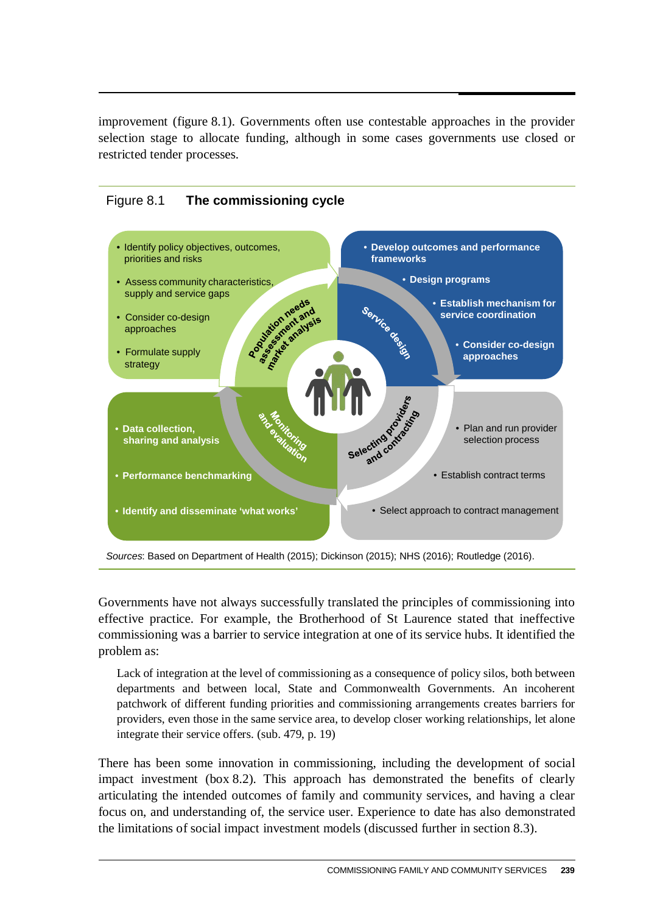improvement (figure 8.1). Governments often use contestable approaches in the provider selection stage to allocate funding, although in some cases governments use closed or restricted tender processes.

**Figure 8.1 The commissioning cycle**

**Population needs assessment and market analysis**

- Identify policy objectives, outcomes, priorities and risks
- Assess community characteristics, supply and service gaps
- Consider co-design approaches
- Formulate supply strategy

**Service design**

- **Develop outcomes and performance frameworks**
- **Design programs**
- **Establish mechanism for service coordination**
- **Consider co-design approaches**

**Selecting providers and contracting**

- Plan and run provider selection process
- Establish contract terms
- Select approach to contract management

**Monitoring and evaluation**

- **Data collection, sharing and analysis**
- **Performance benchmarking**
- **Identify and disseminate 'what works'**

*Sources*: Based on Department of Health (2015); Dickinson (2015); NHS (2016); Routledge (2016).

Governments have not always successfully translated the principles of commissioning into effective practice. For example, the Brotherhood of St Laurence stated that ineffective commissioning was a barrier to service integration at one of its service hubs. It identified the problem as:

> Lack of integration at the level of commissioning as a consequence of policy silos, both between departments and between local, State and Commonwealth Governments. An incoherent patchwork of different funding priorities and commissioning arrangements creates barriers for providers, even those in the same service area, to develop closer working relationships, let alone integrate their service offers. (sub. 479, p. 19)

There has been some innovation in commissioning, including the development of social impact investment (box 8.2). This approach has demonstrated the benefits of clearly articulating the intended outcomes of family and community services, and having a clear focus on, and understanding of, the service user. Experience to date has also demonstrated the limitations of social impact investment models (discussed further in section 8.3).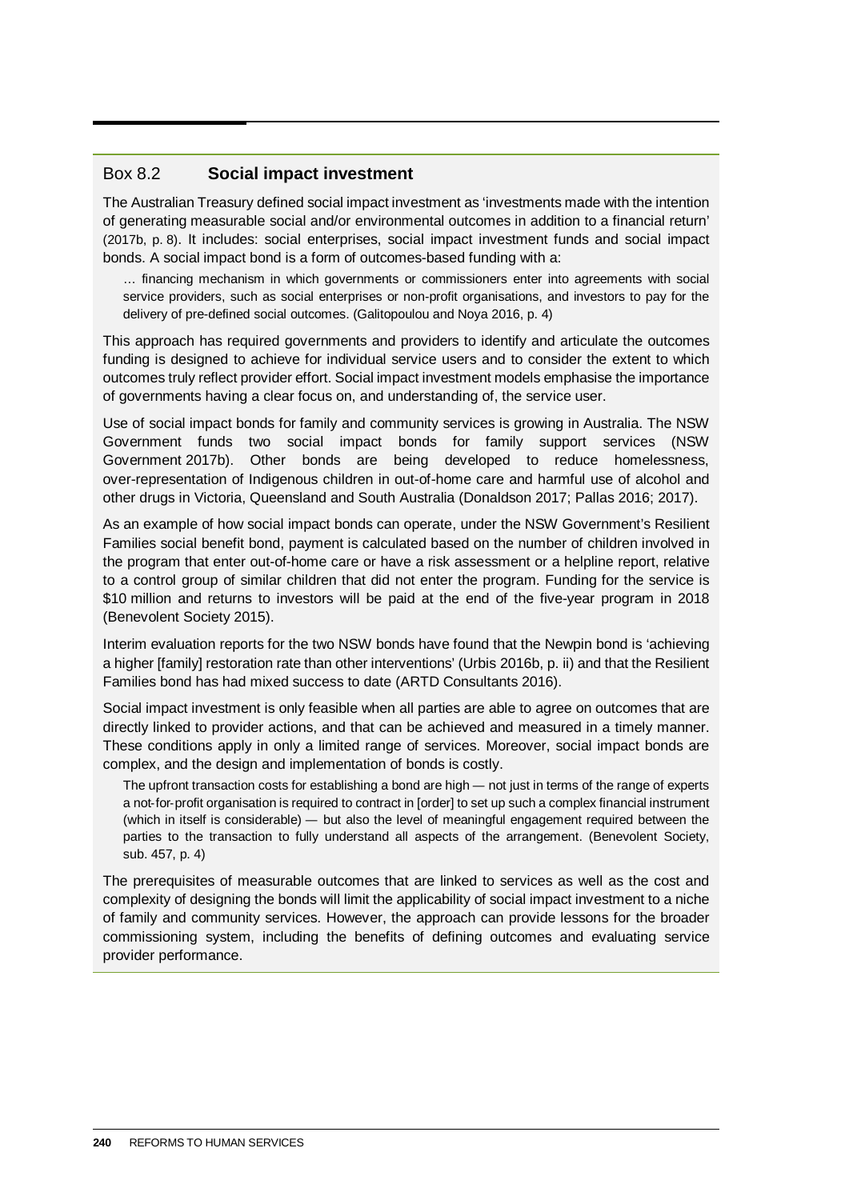## Box 8.2 Social impact investment

The Australian Treasury defined social impact investment as 'investments made with the intention of generating measurable social and/or environmental outcomes in addition to a financial return' (2017b, p. 8). It includes: social enterprises, social impact investment funds and social impact bonds. A social impact bond is a form of outcomes-based funding with a:

> … financing mechanism in which governments or commissioners enter into agreements with social service providers, such as social enterprises or non-profit organisations, and investors to pay for the delivery of pre-defined social outcomes. (Galitopoulou and Noya 2016, p. 4)

This approach has required governments and providers to identify and articulate the outcomes funding is designed to achieve for individual service users and to consider the extent to which outcomes truly reflect provider effort. Social impact investment models emphasise the importance of governments having a clear focus on, and understanding of, the service user.

Use of social impact bonds for family and community services is growing in Australia. The NSW Government funds two social impact bonds for family support services (NSW Government 2017b). Other bonds are being developed to reduce homelessness, over-representation of Indigenous children in out-of-home care and harmful use of alcohol and other drugs in Victoria, Queensland and South Australia (Donaldson 2017; Pallas 2016; 2017).

As an example of how social impact bonds can operate, under the NSW Government's Resilient Families social benefit bond, payment is calculated based on the number of children involved in the program that enter out-of-home care or have a risk assessment or a helpline report, relative to a control group of similar children that did not enter the program. Funding for the service is $10 million and returns to investors will be paid at the end of the five-year program in 2018 (Benevolent Society 2015).

Interim evaluation reports for the two NSW bonds have found that the Newpin bond is 'achieving a higher [family] restoration rate than other interventions' (Urbis 2016b, p. ii) and that the Resilient Families bond has had mixed success to date (ARTD Consultants 2016).

Social impact investment is only feasible when all parties are able to agree on outcomes that are directly linked to provider actions, and that can be achieved and measured in a timely manner. These conditions apply in only a limited range of services. Moreover, social impact bonds are complex, and the design and implementation of bonds is costly.

> The upfront transaction costs for establishing a bond are high — not just in terms of the range of experts a not-for-profit organisation is required to contract in [order] to set up such a complex financial instrument (which in itself is considerable) — but also the level of meaningful engagement required between the parties to the transaction to fully understand all aspects of the arrangement. (Benevolent Society, sub. 457, p. 4)

The prerequisites of measurable outcomes that are linked to services as well as the cost and complexity of designing the bonds will limit the applicability of social impact investment to a niche of family and community services. However, the approach can provide lessons for the broader commissioning system, including the benefits of defining outcomes and evaluating service provider performance.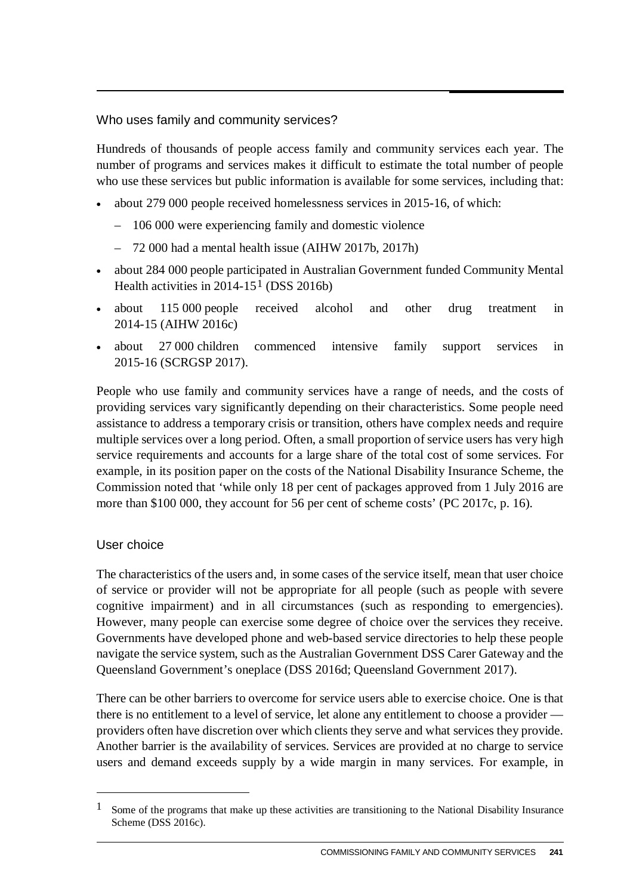### Who uses family and community services?

Hundreds of thousands of people access family and community services each year. The number of programs and services makes it difficult to estimate the total number of people who use these services but public information is available for some services, including that:

- about 279 000 people received homelessness services in 2015-16, of which:
  - 106 000 were experiencing family and domestic violence
  - 72 000 had a mental health issue (AIHW 2017b, 2017h)
- about 284 000 people participated in Australian Government funded Community Mental Health activities in 2014-15[1] (DSS 2016b)
- about 115 000 people received alcohol and other drug treatment in 2014-15 (AIHW 2016c)
- about 27 000 children commenced intensive family support services in 2015-16 (SCRGSP 2017).

People who use family and community services have a range of needs, and the costs of providing services vary significantly depending on their characteristics. Some people need assistance to address a temporary crisis or transition, others have complex needs and require multiple services over a long period. Often, a small proportion of service users has very high service requirements and accounts for a large share of the total cost of some services. For example, in its position paper on the costs of the National Disability Insurance Scheme, the Commission noted that 'while only 18 per cent of packages approved from 1 July 2016 are more than $100 000, they account for 56 per cent of scheme costs' (PC 2017c, p. 16).

### User choice

The characteristics of the users and, in some cases of the service itself, mean that user choice of service or provider will not be appropriate for all people (such as people with severe cognitive impairment) and in all circumstances (such as responding to emergencies). However, many people can exercise some degree of choice over the services they receive. Governments have developed phone and web-based service directories to help these people navigate the service system, such as the Australian Government DSS Carer Gateway and the Queensland Government's oneplace (DSS 2016d; Queensland Government 2017).

There can be other barriers to overcome for service users able to exercise choice. One is that there is no entitlement to a level of service, let alone any entitlement to choose a provider — providers often have discretion over which clients they serve and what services they provide. Another barrier is the availability of services. Services are provided at no charge to service users and demand exceeds supply by a wide margin in many services. For example, in

---

[1] Some of the programs that make up these activities are transitioning to the National Disability Insurance Scheme (DSS 2016c).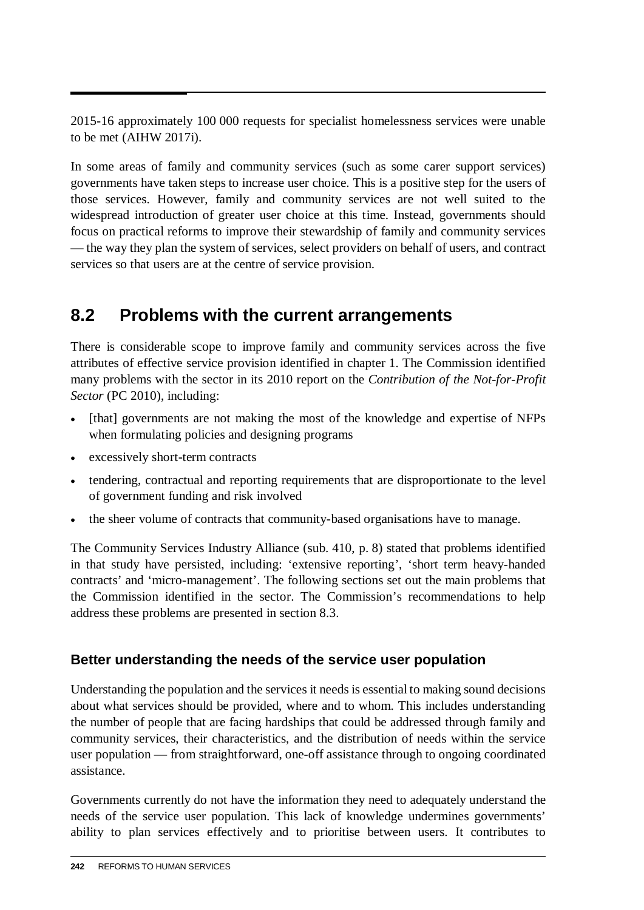2015-16 approximately 100 000 requests for specialist homelessness services were unable to be met (AIHW 2017i).

In some areas of family and community services (such as some carer support services) governments have taken steps to increase user choice. This is a positive step for the users of those services. However, family and community services are not well suited to the widespread introduction of greater user choice at this time. Instead, governments should focus on practical reforms to improve their stewardship of family and community services — the way they plan the system of services, select providers on behalf of users, and contract services so that users are at the centre of service provision.

## 8.2 Problems with the current arrangements

There is considerable scope to improve family and community services across the five attributes of effective service provision identified in chapter 1. The Commission identified many problems with the sector in its 2010 report on the *Contribution of the Not-for-Profit Sector* (PC 2010), including:

- [that] governments are not making the most of the knowledge and expertise of NFPs when formulating policies and designing programs
- excessively short-term contracts
- tendering, contractual and reporting requirements that are disproportionate to the level of government funding and risk involved
- the sheer volume of contracts that community-based organisations have to manage.

The Community Services Industry Alliance (sub. 410, p. 8) stated that problems identified in that study have persisted, including: 'extensive reporting', 'short term heavy-handed contracts' and 'micro-management'. The following sections set out the main problems that the Commission identified in the sector. The Commission's recommendations to help address these problems are presented in section 8.3.

### Better understanding the needs of the service user population

Understanding the population and the services it needs is essential to making sound decisions about what services should be provided, where and to whom. This includes understanding the number of people that are facing hardships that could be addressed through family and community services, their characteristics, and the distribution of needs within the service user population — from straightforward, one-off assistance through to ongoing coordinated assistance.

Governments currently do not have the information they need to adequately understand the needs of the service user population. This lack of knowledge undermines governments' ability to plan services effectively and to prioritise between users. It contributes to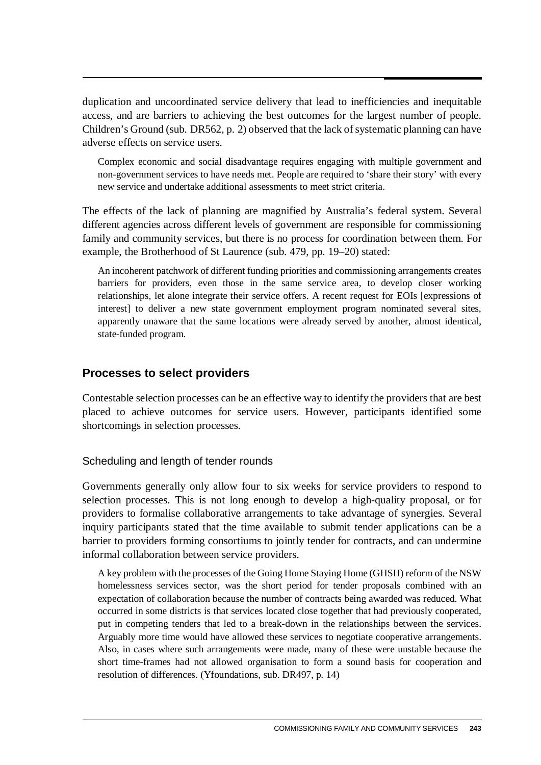duplication and uncoordinated service delivery that lead to inefficiencies and inequitable access, and are barriers to achieving the best outcomes for the largest number of people. Children's Ground (sub. DR562, p. 2) observed that the lack of systematic planning can have adverse effects on service users.

> Complex economic and social disadvantage requires engaging with multiple government and non-government services to have needs met. People are required to 'share their story' with every new service and undertake additional assessments to meet strict criteria.

The effects of the lack of planning are magnified by Australia's federal system. Several different agencies across different levels of government are responsible for commissioning family and community services, but there is no process for coordination between them. For example, the Brotherhood of St Laurence (sub. 479, pp. 19–20) stated:

> An incoherent patchwork of different funding priorities and commissioning arrangements creates barriers for providers, even those in the same service area, to develop closer working relationships, let alone integrate their service offers. A recent request for EOIs [expressions of interest] to deliver a new state government employment program nominated several sites, apparently unaware that the same locations were already served by another, almost identical, state-funded program.

## Processes to select providers

Contestable selection processes can be an effective way to identify the providers that are best placed to achieve outcomes for service users. However, participants identified some shortcomings in selection processes.

### Scheduling and length of tender rounds

Governments generally only allow four to six weeks for service providers to respond to selection processes. This is not long enough to develop a high-quality proposal, or for providers to formalise collaborative arrangements to take advantage of synergies. Several inquiry participants stated that the time available to submit tender applications can be a barrier to providers forming consortiums to jointly tender for contracts, and can undermine informal collaboration between service providers.

> A key problem with the processes of the Going Home Staying Home (GHSH) reform of the NSW homelessness services sector, was the short period for tender proposals combined with an expectation of collaboration because the number of contracts being awarded was reduced. What occurred in some districts is that services located close together that had previously cooperated, put in competing tenders that led to a break-down in the relationships between the services. Arguably more time would have allowed these services to negotiate cooperative arrangements. Also, in cases where such arrangements were made, many of these were unstable because the short time-frames had not allowed organisation to form a sound basis for cooperation and resolution of differences. (Yfoundations, sub. DR497, p. 14)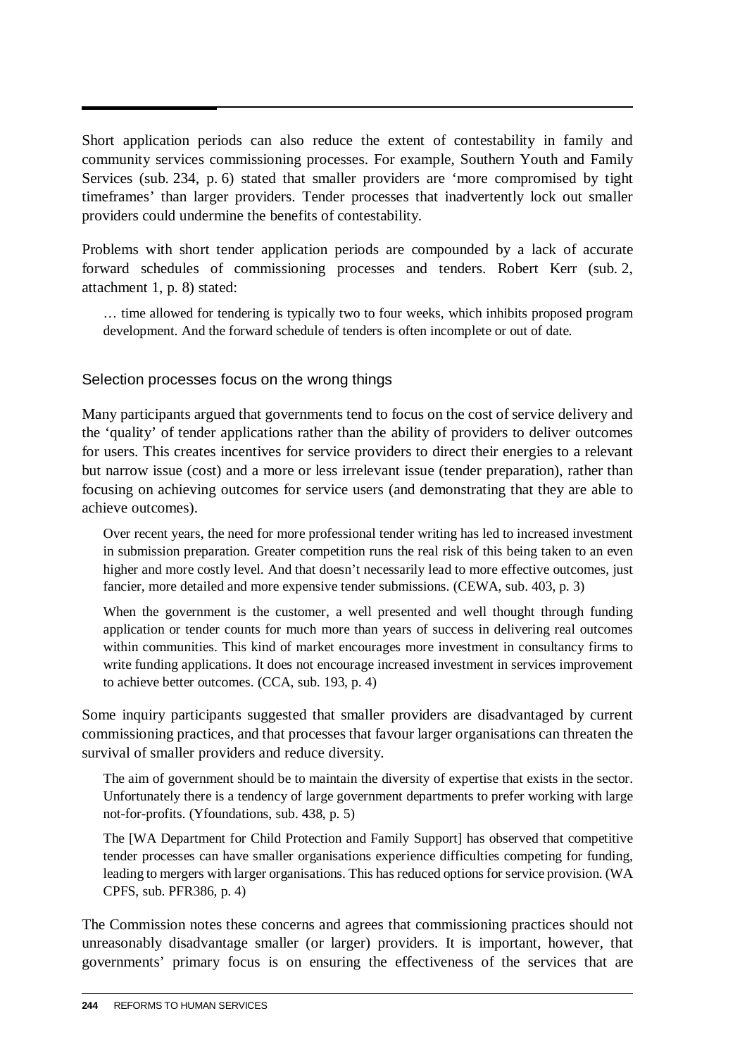Short application periods can also reduce the extent of contestability in family and community services commissioning processes. For example, Southern Youth and Family Services (sub. 234, p. 6) stated that smaller providers are 'more compromised by tight timeframes' than larger providers. Tender processes that inadvertently lock out smaller providers could undermine the benefits of contestability.

Problems with short tender application periods are compounded by a lack of accurate forward schedules of commissioning processes and tenders. Robert Kerr (sub. 2, attachment 1, p. 8) stated:

> … time allowed for tendering is typically two to four weeks, which inhibits proposed program development. And the forward schedule of tenders is often incomplete or out of date.

### Selection processes focus on the wrong things

Many participants argued that governments tend to focus on the cost of service delivery and the 'quality' of tender applications rather than the ability of providers to deliver outcomes for users. This creates incentives for service providers to direct their energies to a relevant but narrow issue (cost) and a more or less irrelevant issue (tender preparation), rather than focusing on achieving outcomes for service users (and demonstrating that they are able to achieve outcomes).

> Over recent years, the need for more professional tender writing has led to increased investment in submission preparation. Greater competition runs the real risk of this being taken to an even higher and more costly level. And that doesn't necessarily lead to more effective outcomes, just fancier, more detailed and more expensive tender submissions. (CEWA, sub. 403, p. 3)

> When the government is the customer, a well presented and well thought through funding application or tender counts for much more than years of success in delivering real outcomes within communities. This kind of market encourages more investment in consultancy firms to write funding applications. It does not encourage increased investment in services improvement to achieve better outcomes. (CCA, sub. 193, p. 4)

Some inquiry participants suggested that smaller providers are disadvantaged by current commissioning practices, and that processes that favour larger organisations can threaten the survival of smaller providers and reduce diversity.

> The aim of government should be to maintain the diversity of expertise that exists in the sector. Unfortunately there is a tendency of large government departments to prefer working with large not-for-profits. (Yfoundations, sub. 438, p. 5)

> The [WA Department for Child Protection and Family Support] has observed that competitive tender processes can have smaller organisations experience difficulties competing for funding, leading to mergers with larger organisations. This has reduced options for service provision. (WA CPFS, sub. PFR386, p. 4)

The Commission notes these concerns and agrees that commissioning practices should not unreasonably disadvantage smaller (or larger) providers. It is important, however, that governments' primary focus is on ensuring the effectiveness of the services that are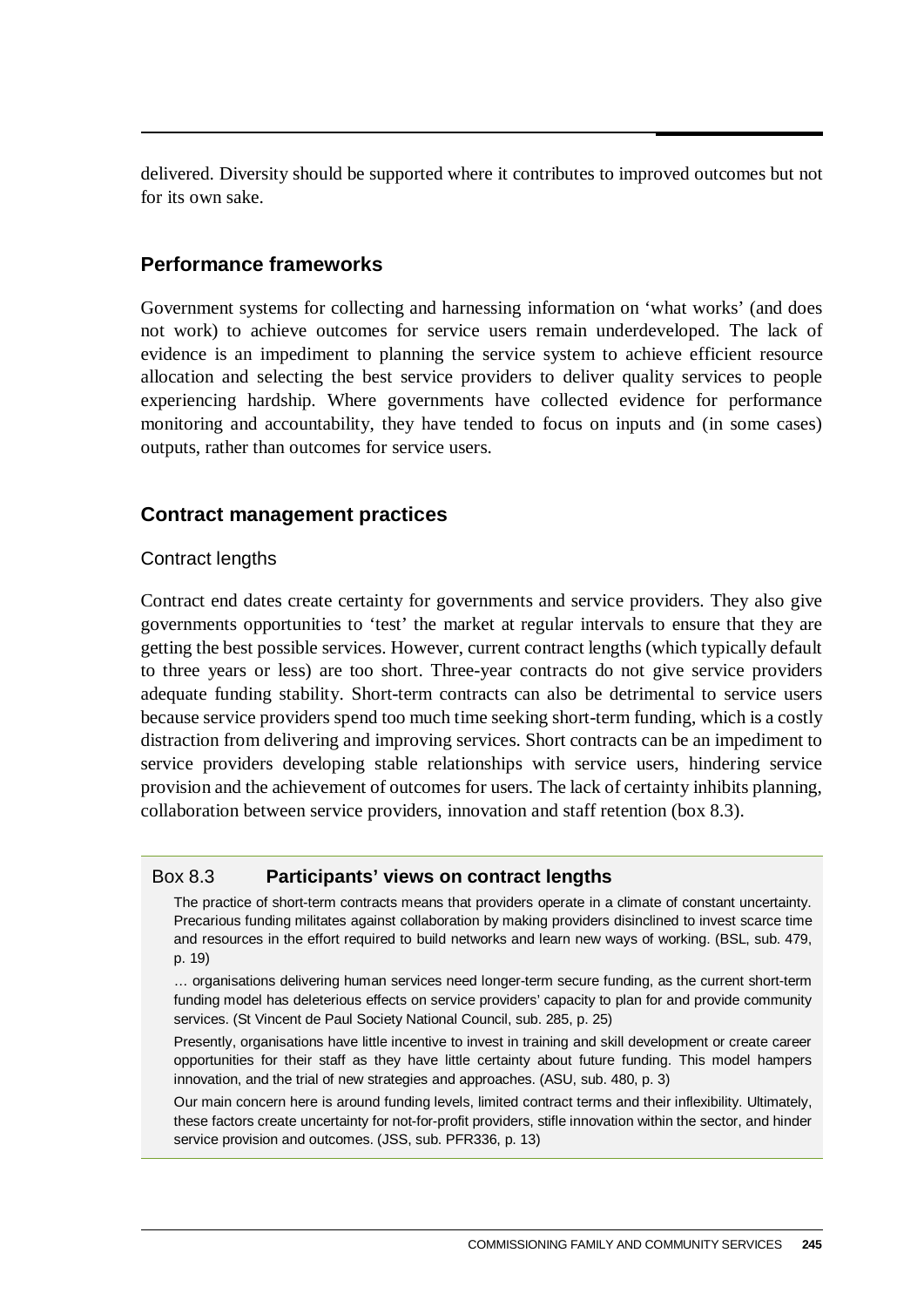delivered. Diversity should be supported where it contributes to improved outcomes but not for its own sake.

## Performance frameworks

Government systems for collecting and harnessing information on 'what works' (and does not work) to achieve outcomes for service users remain underdeveloped. The lack of evidence is an impediment to planning the service system to achieve efficient resource allocation and selecting the best service providers to deliver quality services to people experiencing hardship. Where governments have collected evidence for performance monitoring and accountability, they have tended to focus on inputs and (in some cases) outputs, rather than outcomes for service users.

## Contract management practices

### Contract lengths

Contract end dates create certainty for governments and service providers. They also give governments opportunities to 'test' the market at regular intervals to ensure that they are getting the best possible services. However, current contract lengths (which typically default to three years or less) are too short. Three-year contracts do not give service providers adequate funding stability. Short-term contracts can also be detrimental to service users because service providers spend too much time seeking short-term funding, which is a costly distraction from delivering and improving services. Short contracts can be an impediment to service providers developing stable relationships with service users, hindering service provision and the achievement of outcomes for users. The lack of certainty inhibits planning, collaboration between service providers, innovation and staff retention (box 8.3).

> **Box 8.3 Participants' views on contract lengths**
>
> The practice of short-term contracts means that providers operate in a climate of constant uncertainty. Precarious funding militates against collaboration by making providers disinclined to invest scarce time and resources in the effort required to build networks and learn new ways of working. (BSL, sub. 479, p. 19)
>
> … organisations delivering human services need longer-term secure funding, as the current short-term funding model has deleterious effects on service providers' capacity to plan for and provide community services. (St Vincent de Paul Society National Council, sub. 285, p. 25)
>
> Presently, organisations have little incentive to invest in training and skill development or create career opportunities for their staff as they have little certainty about future funding. This model hampers innovation, and the trial of new strategies and approaches. (ASU, sub. 480, p. 3)
>
> Our main concern here is around funding levels, limited contract terms and their inflexibility. Ultimately, these factors create uncertainty for not-for-profit providers, stifle innovation within the sector, and hinder service provision and outcomes. (JSS, sub. PFR336, p. 13)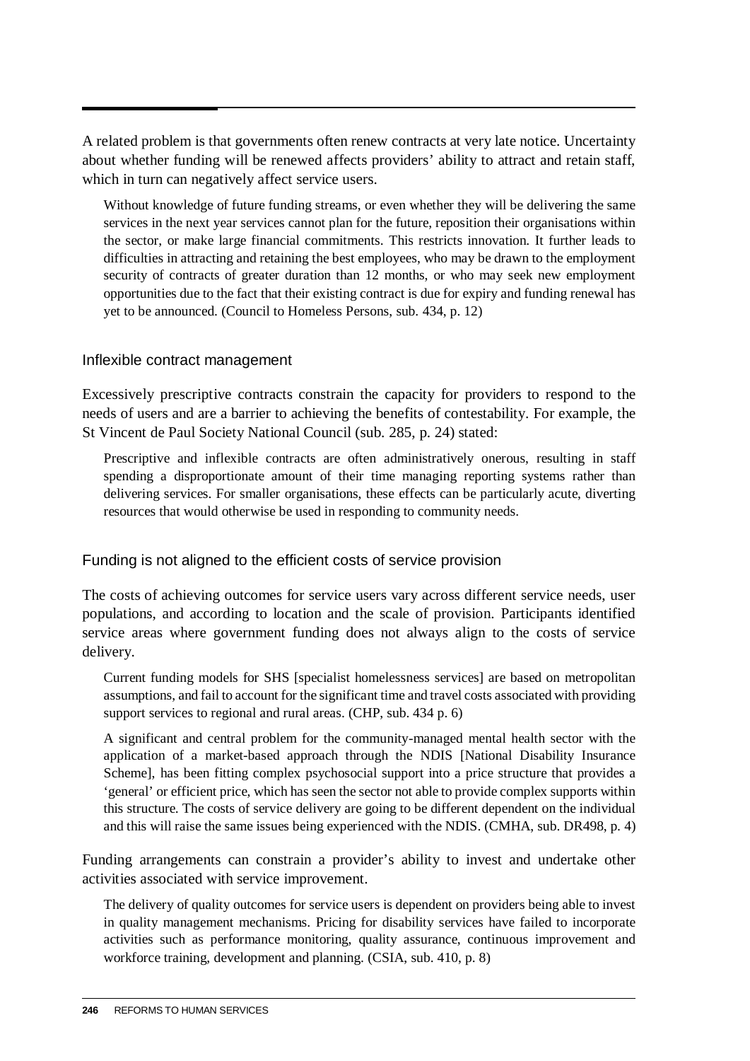A related problem is that governments often renew contracts at very late notice. Uncertainty about whether funding will be renewed affects providers' ability to attract and retain staff, which in turn can negatively affect service users.

> Without knowledge of future funding streams, or even whether they will be delivering the same services in the next year services cannot plan for the future, reposition their organisations within the sector, or make large financial commitments. This restricts innovation. It further leads to difficulties in attracting and retaining the best employees, who may be drawn to the employment security of contracts of greater duration than 12 months, or who may seek new employment opportunities due to the fact that their existing contract is due for expiry and funding renewal has yet to be announced. (Council to Homeless Persons, sub. 434, p. 12)

### Inflexible contract management

Excessively prescriptive contracts constrain the capacity for providers to respond to the needs of users and are a barrier to achieving the benefits of contestability. For example, the St Vincent de Paul Society National Council (sub. 285, p. 24) stated:

> Prescriptive and inflexible contracts are often administratively onerous, resulting in staff spending a disproportionate amount of their time managing reporting systems rather than delivering services. For smaller organisations, these effects can be particularly acute, diverting resources that would otherwise be used in responding to community needs.

### Funding is not aligned to the efficient costs of service provision

The costs of achieving outcomes for service users vary across different service needs, user populations, and according to location and the scale of provision. Participants identified service areas where government funding does not always align to the costs of service delivery.

> Current funding models for SHS [specialist homelessness services] are based on metropolitan assumptions, and fail to account for the significant time and travel costs associated with providing support services to regional and rural areas. (CHP, sub. 434 p. 6)

> A significant and central problem for the community-managed mental health sector with the application of a market-based approach through the NDIS [National Disability Insurance Scheme], has been fitting complex psychosocial support into a price structure that provides a 'general' or efficient price, which has seen the sector not able to provide complex supports within this structure. The costs of service delivery are going to be different dependent on the individual and this will raise the same issues being experienced with the NDIS. (CMHA, sub. DR498, p. 4)

Funding arrangements can constrain a provider's ability to invest and undertake other activities associated with service improvement.

> The delivery of quality outcomes for service users is dependent on providers being able to invest in quality management mechanisms. Pricing for disability services have failed to incorporate activities such as performance monitoring, quality assurance, continuous improvement and workforce training, development and planning. (CSIA, sub. 410, p. 8)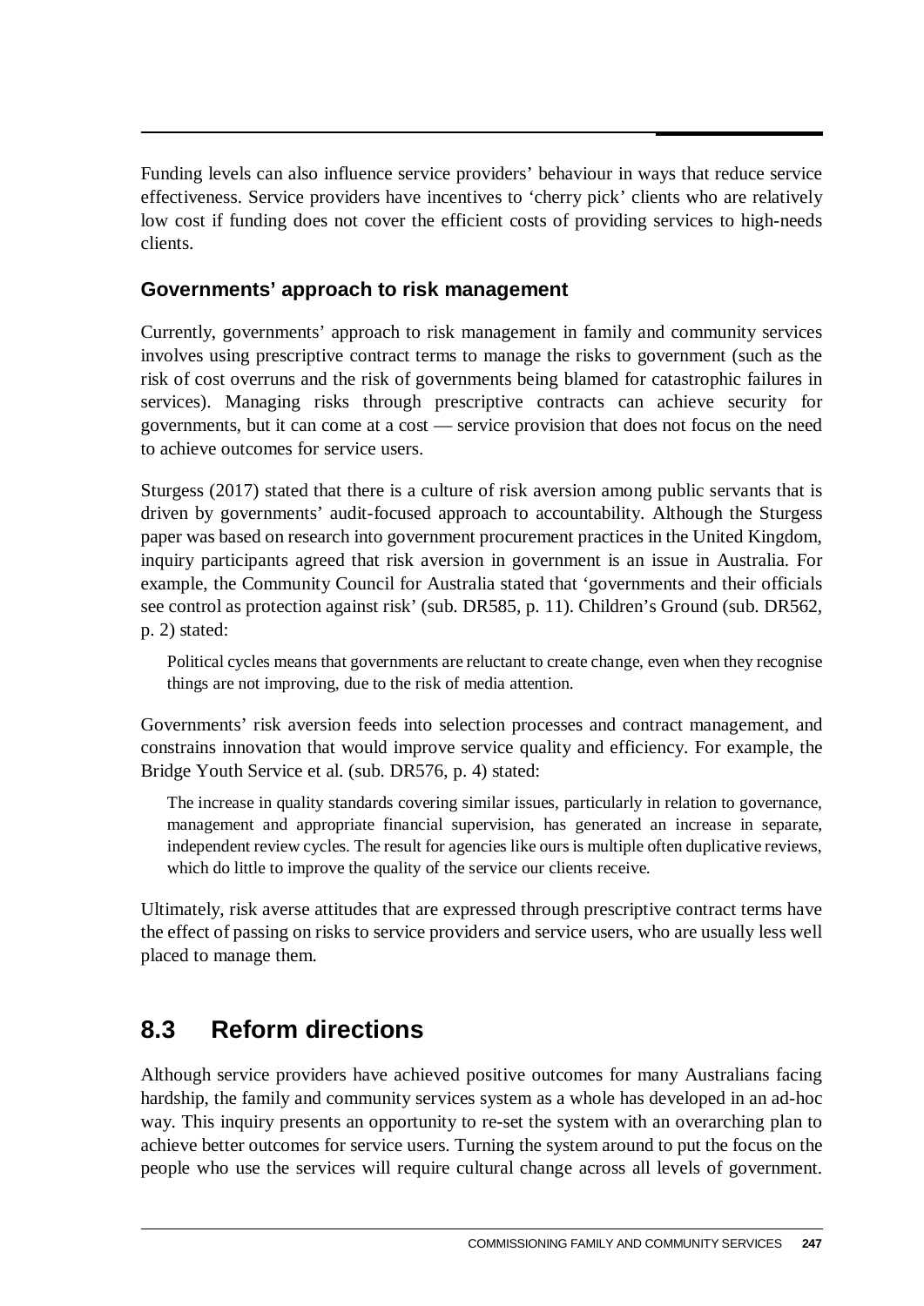Funding levels can also influence service providers' behaviour in ways that reduce service effectiveness. Service providers have incentives to 'cherry pick' clients who are relatively low cost if funding does not cover the efficient costs of providing services to high-needs clients.

### Governments' approach to risk management

Currently, governments' approach to risk management in family and community services involves using prescriptive contract terms to manage the risks to government (such as the risk of cost overruns and the risk of governments being blamed for catastrophic failures in services). Managing risks through prescriptive contracts can achieve security for governments, but it can come at a cost — service provision that does not focus on the need to achieve outcomes for service users.

Sturgess (2017) stated that there is a culture of risk aversion among public servants that is driven by governments' audit-focused approach to accountability. Although the Sturgess paper was based on research into government procurement practices in the United Kingdom, inquiry participants agreed that risk aversion in government is an issue in Australia. For example, the Community Council for Australia stated that 'governments and their officials see control as protection against risk' (sub. DR585, p. 11). Children's Ground (sub. DR562, p. 2) stated:

> Political cycles means that governments are reluctant to create change, even when they recognise things are not improving, due to the risk of media attention.

Governments' risk aversion feeds into selection processes and contract management, and constrains innovation that would improve service quality and efficiency. For example, the Bridge Youth Service et al. (sub. DR576, p. 4) stated:

> The increase in quality standards covering similar issues, particularly in relation to governance, management and appropriate financial supervision, has generated an increase in separate, independent review cycles. The result for agencies like ours is multiple often duplicative reviews, which do little to improve the quality of the service our clients receive.

Ultimately, risk averse attitudes that are expressed through prescriptive contract terms have the effect of passing on risks to service providers and service users, who are usually less well placed to manage them.

## 8.3 Reform directions

Although service providers have achieved positive outcomes for many Australians facing hardship, the family and community services system as a whole has developed in an ad-hoc way. This inquiry presents an opportunity to re-set the system with an overarching plan to achieve better outcomes for service users. Turning the system around to put the focus on the people who use the services will require cultural change across all levels of government.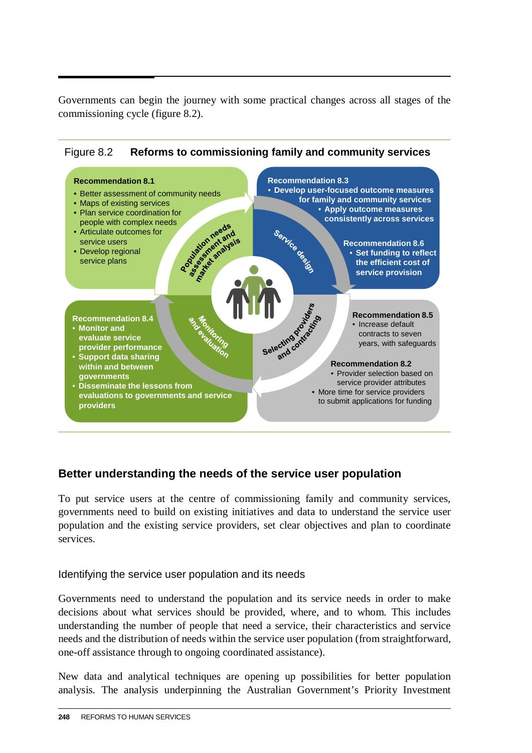Governments can begin the journey with some practical changes across all stages of the commissioning cycle (figure 8.2).

**Figure 8.2 Reforms to commissioning family and community services**

**Population needs assessment and market analysis**

**Recommendation 8.1**

- Better assessment of community needs
- Maps of existing services
- Plan service coordination for people with complex needs
- Articulate outcomes for service users
- Develop regional service plans

**Service design**

**Recommendation 8.3**

- Develop user-focused outcome measures for family and community services
- Apply outcome measures consistently across services

**Recommendation 8.6**

- Set funding to reflect the efficient cost of service provision

**Selecting providers and contracting**

**Recommendation 8.5**

- Increase default contracts to seven years, with safeguards

**Recommendation 8.2**

- Provider selection based on service provider attributes
- More time for service providers to submit applications for funding

**Monitoring and evaluation**

**Recommendation 8.4**

- Monitor and evaluate service provider performance
- Support data sharing within and between governments
- Disseminate the lessons from evaluations to governments and service providers

## Better understanding the needs of the service user population

To put service users at the centre of commissioning family and community services, governments need to build on existing initiatives and data to understand the service user population and the existing service providers, set clear objectives and plan to coordinate services.

### Identifying the service user population and its needs

Governments need to understand the population and its service needs in order to make decisions about what services should be provided, where, and to whom. This includes understanding the number of people that need a service, their characteristics and service needs and the distribution of needs within the service user population (from straightforward, one-off assistance through to ongoing coordinated assistance).

New data and analytical techniques are opening up possibilities for better population analysis. The analysis underpinning the Australian Government's Priority Investment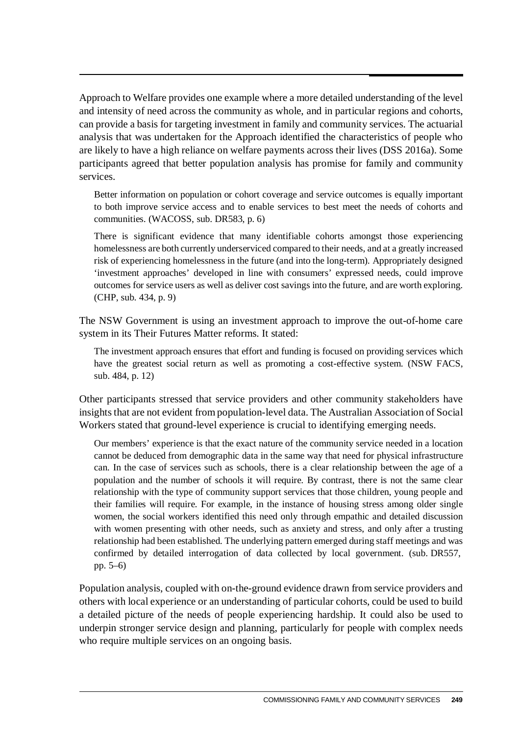Approach to Welfare provides one example where a more detailed understanding of the level and intensity of need across the community as whole, and in particular regions and cohorts, can provide a basis for targeting investment in family and community services. The actuarial analysis that was undertaken for the Approach identified the characteristics of people who are likely to have a high reliance on welfare payments across their lives (DSS 2016a). Some participants agreed that better population analysis has promise for family and community services.

> Better information on population or cohort coverage and service outcomes is equally important to both improve service access and to enable services to best meet the needs of cohorts and communities. (WACOSS, sub. DR583, p. 6)

> There is significant evidence that many identifiable cohorts amongst those experiencing homelessness are both currently underserviced compared to their needs, and at a greatly increased risk of experiencing homelessness in the future (and into the long-term). Appropriately designed 'investment approaches' developed in line with consumers' expressed needs, could improve outcomes for service users as well as deliver cost savings into the future, and are worth exploring. (CHP, sub. 434, p. 9)

The NSW Government is using an investment approach to improve the out-of-home care system in its Their Futures Matter reforms. It stated:

> The investment approach ensures that effort and funding is focused on providing services which have the greatest social return as well as promoting a cost-effective system. (NSW FACS, sub. 484, p. 12)

Other participants stressed that service providers and other community stakeholders have insights that are not evident from population-level data. The Australian Association of Social Workers stated that ground-level experience is crucial to identifying emerging needs.

> Our members' experience is that the exact nature of the community service needed in a location cannot be deduced from demographic data in the same way that need for physical infrastructure can. In the case of services such as schools, there is a clear relationship between the age of a population and the number of schools it will require. By contrast, there is not the same clear relationship with the type of community support services that those children, young people and their families will require. For example, in the instance of housing stress among older single women, the social workers identified this need only through empathic and detailed discussion with women presenting with other needs, such as anxiety and stress, and only after a trusting relationship had been established. The underlying pattern emerged during staff meetings and was confirmed by detailed interrogation of data collected by local government. (sub. DR557, pp. 5–6)

Population analysis, coupled with on-the-ground evidence drawn from service providers and others with local experience or an understanding of particular cohorts, could be used to build a detailed picture of the needs of people experiencing hardship. It could also be used to underpin stronger service design and planning, particularly for people with complex needs who require multiple services on an ongoing basis.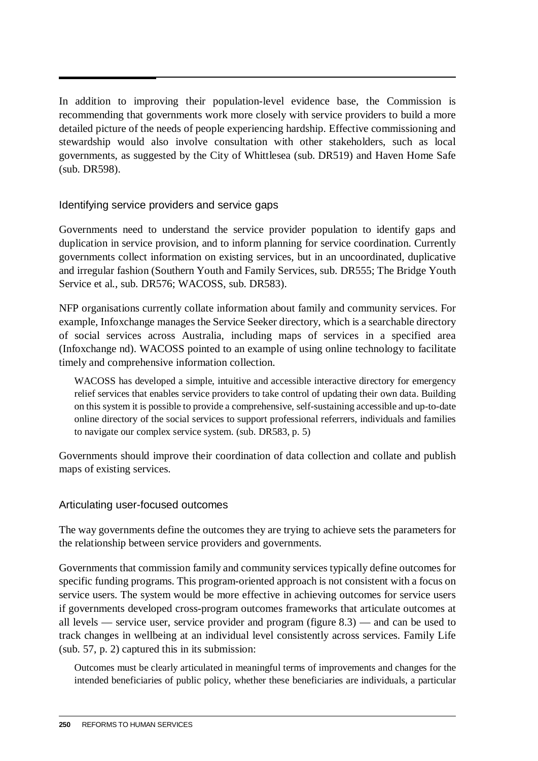In addition to improving their population-level evidence base, the Commission is recommending that governments work more closely with service providers to build a more detailed picture of the needs of people experiencing hardship. Effective commissioning and stewardship would also involve consultation with other stakeholders, such as local governments, as suggested by the City of Whittlesea (sub. DR519) and Haven Home Safe (sub. DR598).

### Identifying service providers and service gaps

Governments need to understand the service provider population to identify gaps and duplication in service provision, and to inform planning for service coordination. Currently governments collect information on existing services, but in an uncoordinated, duplicative and irregular fashion (Southern Youth and Family Services, sub. DR555; The Bridge Youth Service et al., sub. DR576; WACOSS, sub. DR583).

NFP organisations currently collate information about family and community services. For example, Infoxchange manages the Service Seeker directory, which is a searchable directory of social services across Australia, including maps of services in a specified area (Infoxchange nd). WACOSS pointed to an example of using online technology to facilitate timely and comprehensive information collection.

> WACOSS has developed a simple, intuitive and accessible interactive directory for emergency relief services that enables service providers to take control of updating their own data. Building on this system it is possible to provide a comprehensive, self-sustaining accessible and up-to-date online directory of the social services to support professional referrers, individuals and families to navigate our complex service system. (sub. DR583, p. 5)

Governments should improve their coordination of data collection and collate and publish maps of existing services.

### Articulating user-focused outcomes

The way governments define the outcomes they are trying to achieve sets the parameters for the relationship between service providers and governments.

Governments that commission family and community services typically define outcomes for specific funding programs. This program-oriented approach is not consistent with a focus on service users. The system would be more effective in achieving outcomes for service users if governments developed cross-program outcomes frameworks that articulate outcomes at all levels — service user, service provider and program (figure 8.3) — and can be used to track changes in wellbeing at an individual level consistently across services. Family Life (sub. 57, p. 2) captured this in its submission:

> Outcomes must be clearly articulated in meaningful terms of improvements and changes for the intended beneficiaries of public policy, whether these beneficiaries are individuals, a particular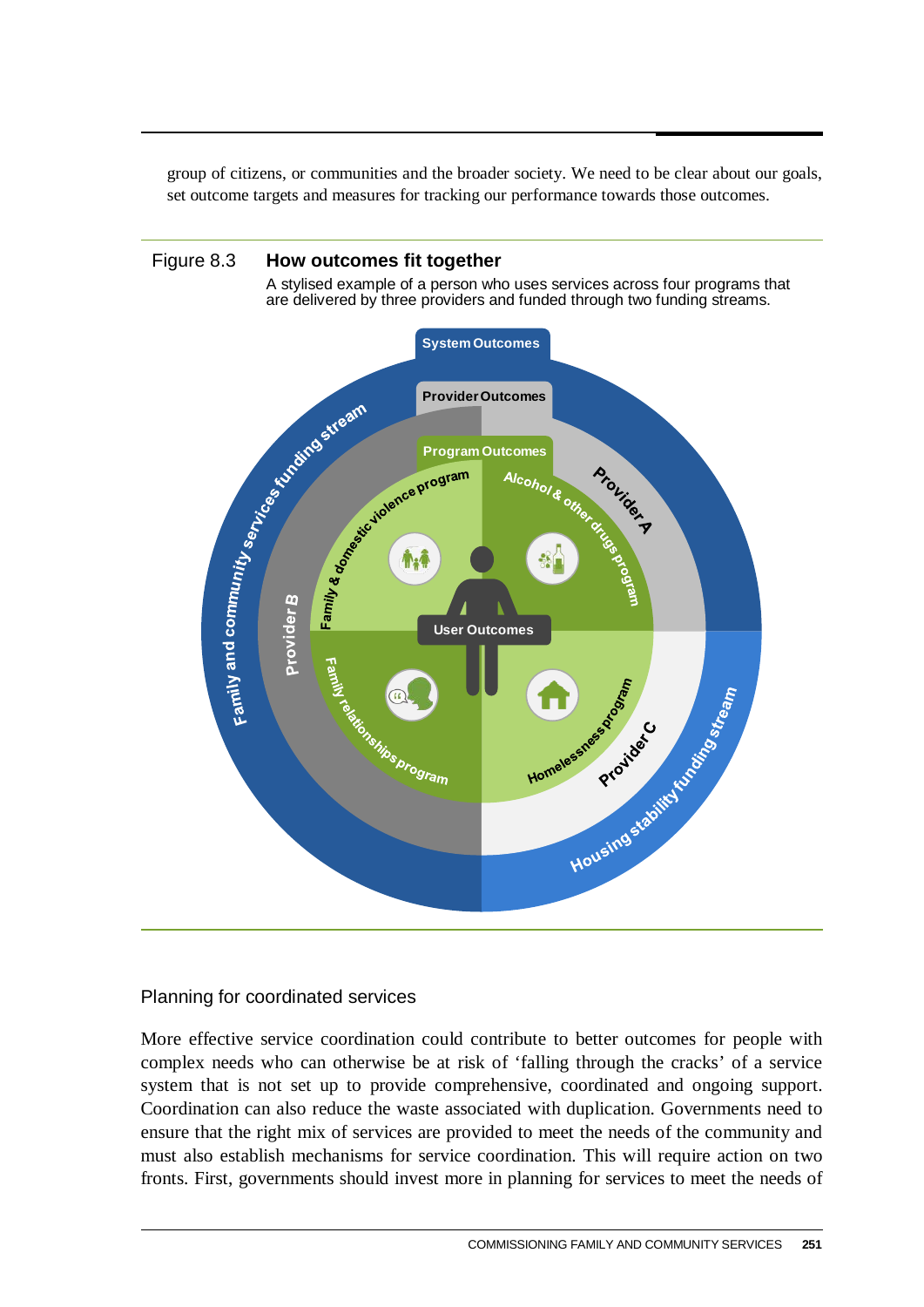group of citizens, or communities and the broader society. We need to be clear about our goals, set outcome targets and measures for tracking our performance towards those outcomes.

Figure 8.3 **How outcomes fit together**

A stylised example of a person who uses services across four programs that are delivered by three providers and funded through two funding streams.

System Outcomes

Provider Outcomes

Program Outcomes

User Outcomes

Family and community services funding stream

Housing stability funding stream

Provider A

Provider B

Provider C

Family & domestic violence program

Alcohol & other drugs program

Family relationships program

Homelessness program

## Planning for coordinated services

More effective service coordination could contribute to better outcomes for people with complex needs who can otherwise be at risk of 'falling through the cracks' of a service system that is not set up to provide comprehensive, coordinated and ongoing support. Coordination can also reduce the waste associated with duplication. Governments need to ensure that the right mix of services are provided to meet the needs of the community and must also establish mechanisms for service coordination. This will require action on two fronts. First, governments should invest more in planning for services to meet the needs of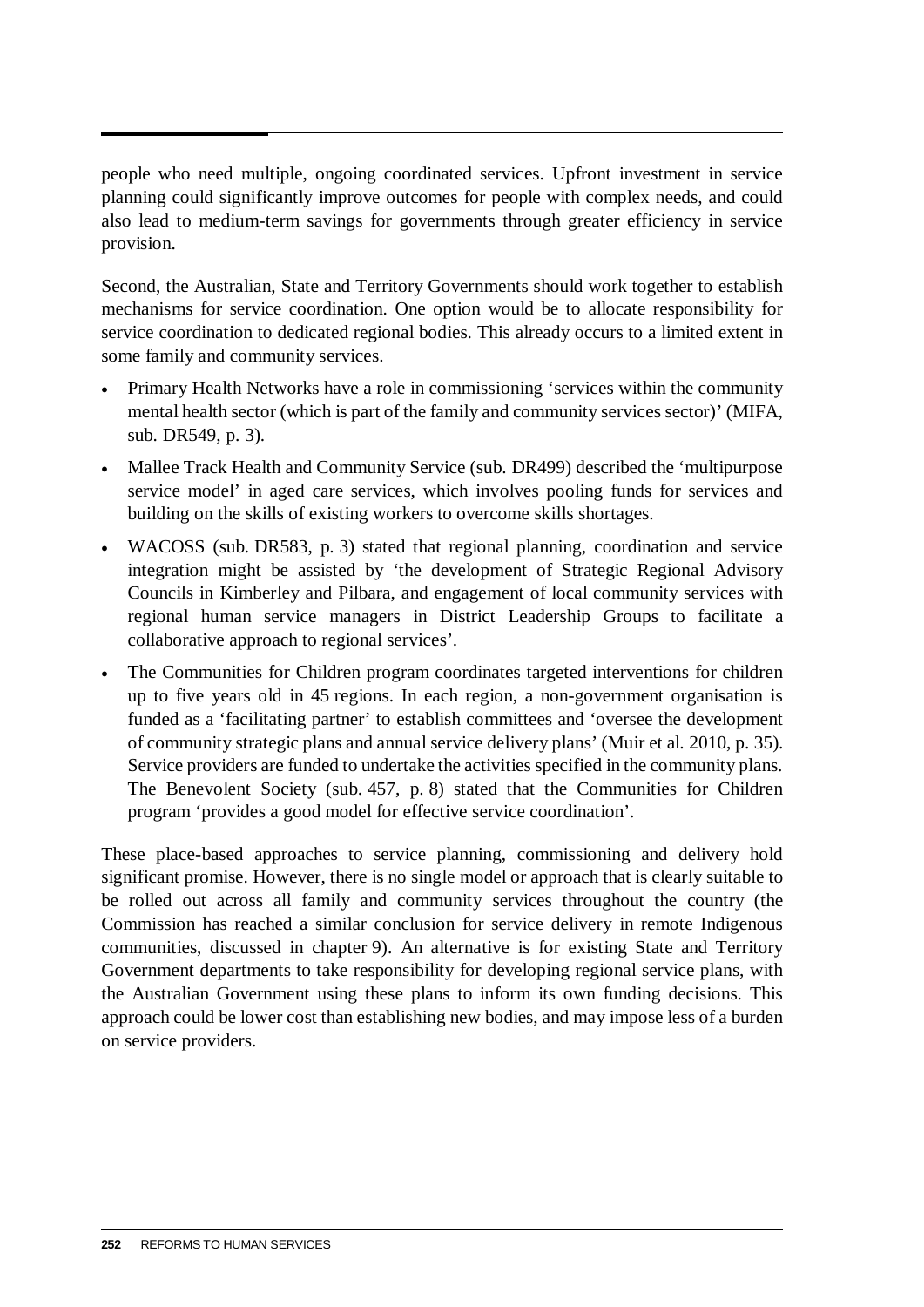people who need multiple, ongoing coordinated services. Upfront investment in service planning could significantly improve outcomes for people with complex needs, and could also lead to medium-term savings for governments through greater efficiency in service provision.

Second, the Australian, State and Territory Governments should work together to establish mechanisms for service coordination. One option would be to allocate responsibility for service coordination to dedicated regional bodies. This already occurs to a limited extent in some family and community services.

- Primary Health Networks have a role in commissioning 'services within the community mental health sector (which is part of the family and community services sector)' (MIFA, sub. DR549, p. 3).
- Mallee Track Health and Community Service (sub. DR499) described the 'multipurpose service model' in aged care services, which involves pooling funds for services and building on the skills of existing workers to overcome skills shortages.
- WACOSS (sub. DR583, p. 3) stated that regional planning, coordination and service integration might be assisted by 'the development of Strategic Regional Advisory Councils in Kimberley and Pilbara, and engagement of local community services with regional human service managers in District Leadership Groups to facilitate a collaborative approach to regional services'.
- The Communities for Children program coordinates targeted interventions for children up to five years old in 45 regions. In each region, a non-government organisation is funded as a 'facilitating partner' to establish committees and 'oversee the development of community strategic plans and annual service delivery plans' (Muir et al. 2010, p. 35). Service providers are funded to undertake the activities specified in the community plans. The Benevolent Society (sub. 457, p. 8) stated that the Communities for Children program 'provides a good model for effective service coordination'.

These place-based approaches to service planning, commissioning and delivery hold significant promise. However, there is no single model or approach that is clearly suitable to be rolled out across all family and community services throughout the country (the Commission has reached a similar conclusion for service delivery in remote Indigenous communities, discussed in chapter 9). An alternative is for existing State and Territory Government departments to take responsibility for developing regional service plans, with the Australian Government using these plans to inform its own funding decisions. This approach could be lower cost than establishing new bodies, and may impose less of a burden on service providers.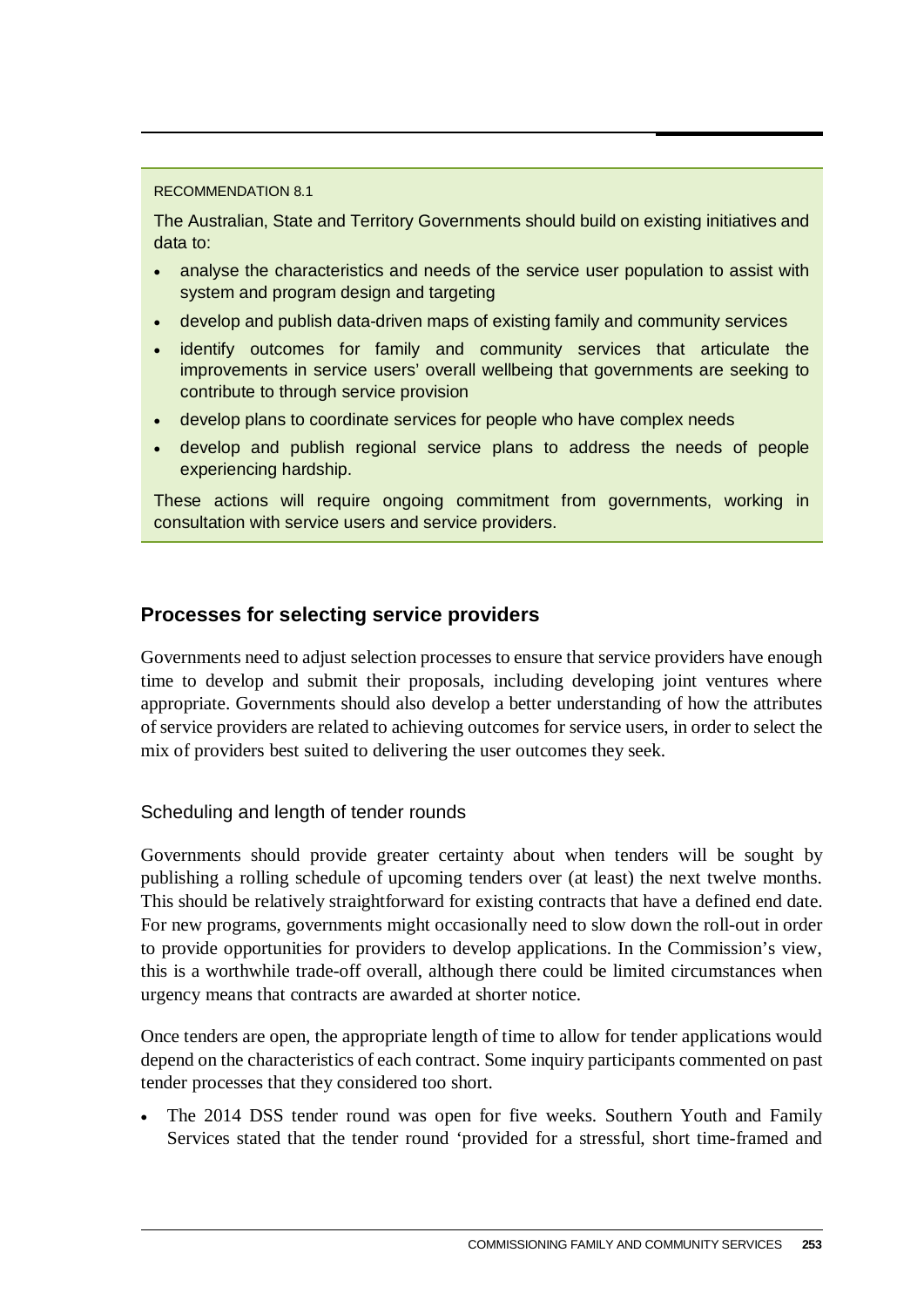RECOMMENDATION 8.1

The Australian, State and Territory Governments should build on existing initiatives and data to:

- analyse the characteristics and needs of the service user population to assist with system and program design and targeting
- develop and publish data-driven maps of existing family and community services
- identify outcomes for family and community services that articulate the improvements in service users' overall wellbeing that governments are seeking to contribute to through service provision
- develop plans to coordinate services for people who have complex needs
- develop and publish regional service plans to address the needs of people experiencing hardship.

These actions will require ongoing commitment from governments, working in consultation with service users and service providers.

## Processes for selecting service providers

Governments need to adjust selection processes to ensure that service providers have enough time to develop and submit their proposals, including developing joint ventures where appropriate. Governments should also develop a better understanding of how the attributes of service providers are related to achieving outcomes for service users, in order to select the mix of providers best suited to delivering the user outcomes they seek.

### Scheduling and length of tender rounds

Governments should provide greater certainty about when tenders will be sought by publishing a rolling schedule of upcoming tenders over (at least) the next twelve months. This should be relatively straightforward for existing contracts that have a defined end date. For new programs, governments might occasionally need to slow down the roll-out in order to provide opportunities for providers to develop applications. In the Commission's view, this is a worthwhile trade-off overall, although there could be limited circumstances when urgency means that contracts are awarded at shorter notice.

Once tenders are open, the appropriate length of time to allow for tender applications would depend on the characteristics of each contract. Some inquiry participants commented on past tender processes that they considered too short.

- The 2014 DSS tender round was open for five weeks. Southern Youth and Family Services stated that the tender round 'provided for a stressful, short time-framed and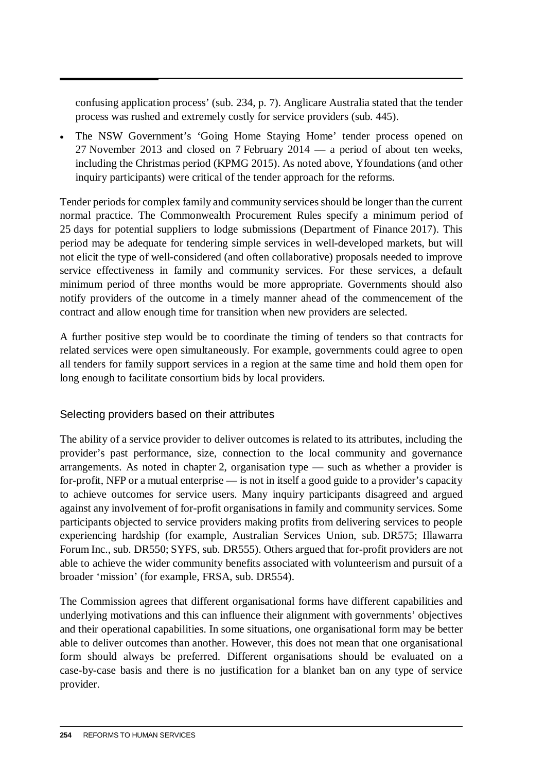confusing application process' (sub. 234, p. 7). Anglicare Australia stated that the tender process was rushed and extremely costly for service providers (sub. 445).

- The NSW Government's 'Going Home Staying Home' tender process opened on 27 November 2013 and closed on 7 February 2014 — a period of about ten weeks, including the Christmas period (KPMG 2015). As noted above, Yfoundations (and other inquiry participants) were critical of the tender approach for the reforms.

Tender periods for complex family and community services should be longer than the current normal practice. The Commonwealth Procurement Rules specify a minimum period of 25 days for potential suppliers to lodge submissions (Department of Finance 2017). This period may be adequate for tendering simple services in well-developed markets, but will not elicit the type of well-considered (and often collaborative) proposals needed to improve service effectiveness in family and community services. For these services, a default minimum period of three months would be more appropriate. Governments should also notify providers of the outcome in a timely manner ahead of the commencement of the contract and allow enough time for transition when new providers are selected.

A further positive step would be to coordinate the timing of tenders so that contracts for related services were open simultaneously. For example, governments could agree to open all tenders for family support services in a region at the same time and hold them open for long enough to facilitate consortium bids by local providers.

### Selecting providers based on their attributes

The ability of a service provider to deliver outcomes is related to its attributes, including the provider's past performance, size, connection to the local community and governance arrangements. As noted in chapter 2, organisation type — such as whether a provider is for-profit, NFP or a mutual enterprise — is not in itself a good guide to a provider's capacity to achieve outcomes for service users. Many inquiry participants disagreed and argued against any involvement of for-profit organisations in family and community services. Some participants objected to service providers making profits from delivering services to people experiencing hardship (for example, Australian Services Union, sub. DR575; Illawarra Forum Inc., sub. DR550; SYFS, sub. DR555). Others argued that for-profit providers are not able to achieve the wider community benefits associated with volunteerism and pursuit of a broader 'mission' (for example, FRSA, sub. DR554).

The Commission agrees that different organisational forms have different capabilities and underlying motivations and this can influence their alignment with governments' objectives and their operational capabilities. In some situations, one organisational form may be better able to deliver outcomes than another. However, this does not mean that one organisational form should always be preferred. Different organisations should be evaluated on a case-by-case basis and there is no justification for a blanket ban on any type of service provider.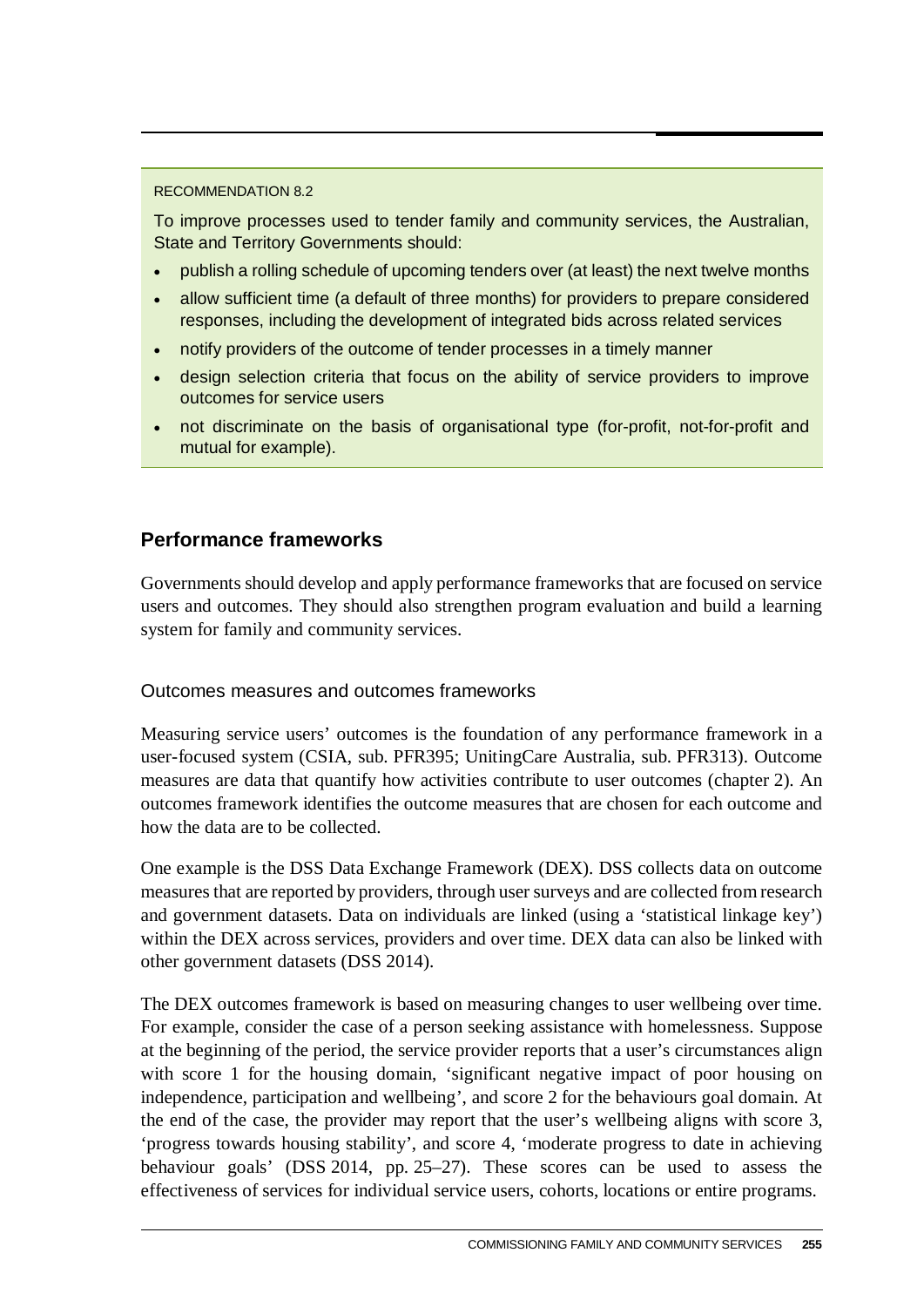RECOMMENDATION 8.2

To improve processes used to tender family and community services, the Australian, State and Territory Governments should:

- publish a rolling schedule of upcoming tenders over (at least) the next twelve months
- allow sufficient time (a default of three months) for providers to prepare considered responses, including the development of integrated bids across related services
- notify providers of the outcome of tender processes in a timely manner
- design selection criteria that focus on the ability of service providers to improve outcomes for service users
- not discriminate on the basis of organisational type (for-profit, not-for-profit and mutual for example).

## Performance frameworks

Governments should develop and apply performance frameworks that are focused on service users and outcomes. They should also strengthen program evaluation and build a learning system for family and community services.

### Outcomes measures and outcomes frameworks

Measuring service users' outcomes is the foundation of any performance framework in a user-focused system (CSIA, sub. PFR395; UnitingCare Australia, sub. PFR313). Outcome measures are data that quantify how activities contribute to user outcomes (chapter 2). An outcomes framework identifies the outcome measures that are chosen for each outcome and how the data are to be collected.

One example is the DSS Data Exchange Framework (DEX). DSS collects data on outcome measures that are reported by providers, through user surveys and are collected from research and government datasets. Data on individuals are linked (using a 'statistical linkage key') within the DEX across services, providers and over time. DEX data can also be linked with other government datasets (DSS 2014).

The DEX outcomes framework is based on measuring changes to user wellbeing over time. For example, consider the case of a person seeking assistance with homelessness. Suppose at the beginning of the period, the service provider reports that a user's circumstances align with score 1 for the housing domain, 'significant negative impact of poor housing on independence, participation and wellbeing', and score 2 for the behaviours goal domain. At the end of the case, the provider may report that the user's wellbeing aligns with score 3, 'progress towards housing stability', and score 4, 'moderate progress to date in achieving behaviour goals' (DSS 2014, pp. 25–27). These scores can be used to assess the effectiveness of services for individual service users, cohorts, locations or entire programs.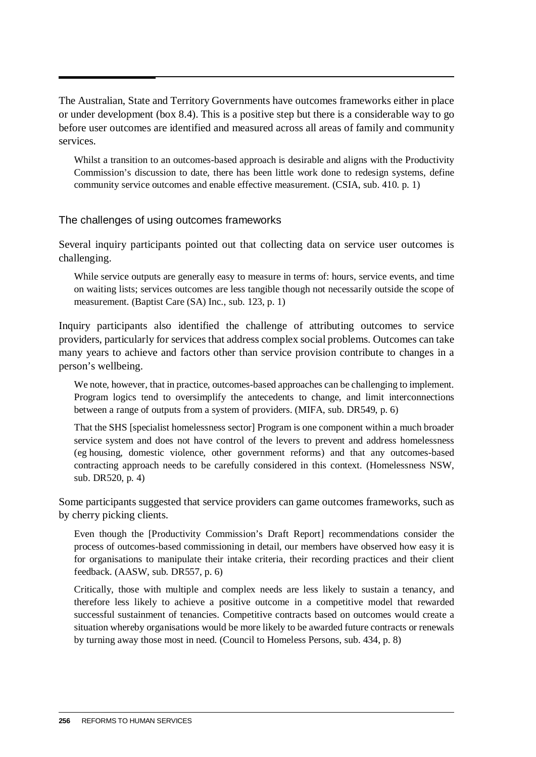The Australian, State and Territory Governments have outcomes frameworks either in place or under development (box 8.4). This is a positive step but there is a considerable way to go before user outcomes are identified and measured across all areas of family and community services.

> Whilst a transition to an outcomes-based approach is desirable and aligns with the Productivity Commission's discussion to date, there has been little work done to redesign systems, define community service outcomes and enable effective measurement. (CSIA, sub. 410. p. 1)

### The challenges of using outcomes frameworks

Several inquiry participants pointed out that collecting data on service user outcomes is challenging.

> While service outputs are generally easy to measure in terms of: hours, service events, and time on waiting lists; services outcomes are less tangible though not necessarily outside the scope of measurement. (Baptist Care (SA) Inc., sub. 123, p. 1)

Inquiry participants also identified the challenge of attributing outcomes to service providers, particularly for services that address complex social problems. Outcomes can take many years to achieve and factors other than service provision contribute to changes in a person's wellbeing.

> We note, however, that in practice, outcomes-based approaches can be challenging to implement. Program logics tend to oversimplify the antecedents to change, and limit interconnections between a range of outputs from a system of providers. (MIFA, sub. DR549, p. 6)

> That the SHS [specialist homelessness sector] Program is one component within a much broader service system and does not have control of the levers to prevent and address homelessness (eg housing, domestic violence, other government reforms) and that any outcomes-based contracting approach needs to be carefully considered in this context. (Homelessness NSW, sub. DR520, p. 4)

Some participants suggested that service providers can game outcomes frameworks, such as by cherry picking clients.

> Even though the [Productivity Commission's Draft Report] recommendations consider the process of outcomes-based commissioning in detail, our members have observed how easy it is for organisations to manipulate their intake criteria, their recording practices and their client feedback. (AASW, sub. DR557, p. 6)

> Critically, those with multiple and complex needs are less likely to sustain a tenancy, and therefore less likely to achieve a positive outcome in a competitive model that rewarded successful sustainment of tenancies. Competitive contracts based on outcomes would create a situation whereby organisations would be more likely to be awarded future contracts or renewals by turning away those most in need. (Council to Homeless Persons, sub. 434, p. 8)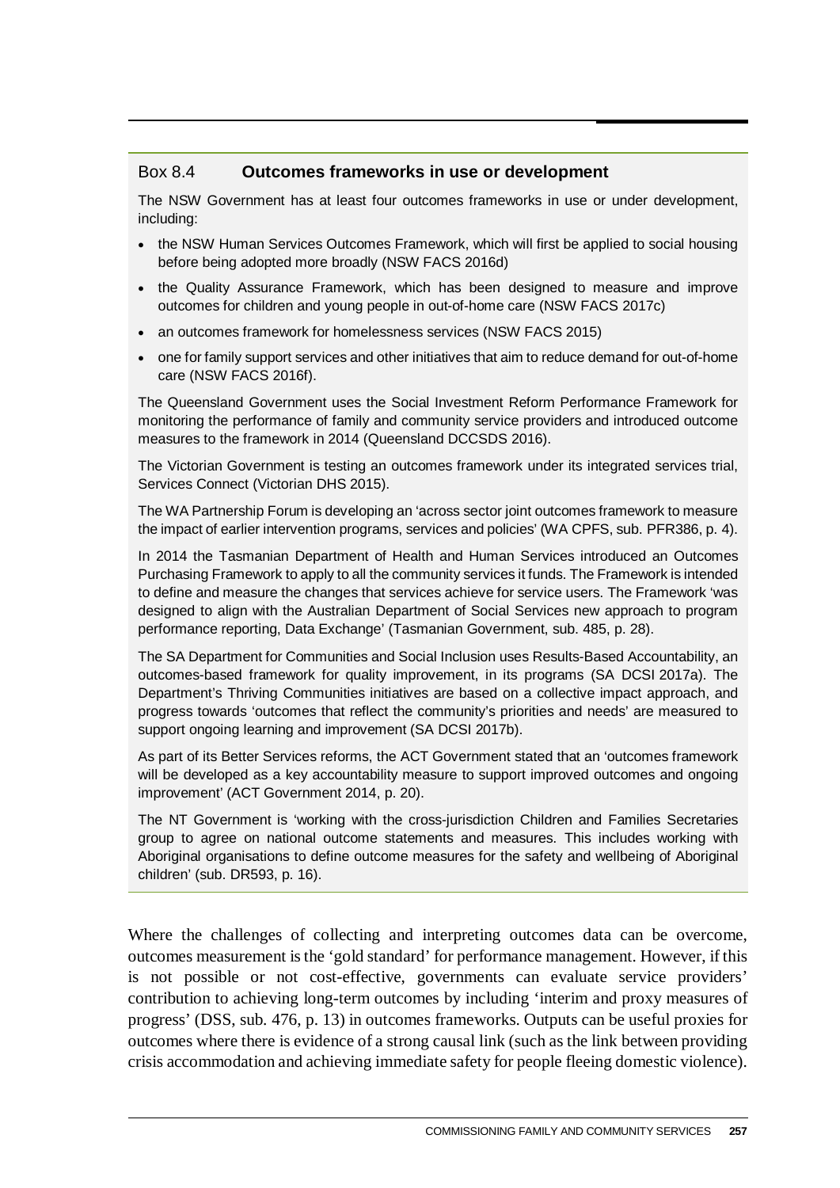### Box 8.4 **Outcomes frameworks in use or development**

The NSW Government has at least four outcomes frameworks in use or under development, including:

- the NSW Human Services Outcomes Framework, which will first be applied to social housing before being adopted more broadly (NSW FACS 2016d)
- the Quality Assurance Framework, which has been designed to measure and improve outcomes for children and young people in out-of-home care (NSW FACS 2017c)
- an outcomes framework for homelessness services (NSW FACS 2015)
- one for family support services and other initiatives that aim to reduce demand for out-of-home care (NSW FACS 2016f).

The Queensland Government uses the Social Investment Reform Performance Framework for monitoring the performance of family and community service providers and introduced outcome measures to the framework in 2014 (Queensland DCCSDS 2016).

The Victorian Government is testing an outcomes framework under its integrated services trial, Services Connect (Victorian DHS 2015).

The WA Partnership Forum is developing an 'across sector joint outcomes framework to measure the impact of earlier intervention programs, services and policies' (WA CPFS, sub. PFR386, p. 4).

In 2014 the Tasmanian Department of Health and Human Services introduced an Outcomes Purchasing Framework to apply to all the community services it funds. The Framework is intended to define and measure the changes that services achieve for service users. The Framework 'was designed to align with the Australian Department of Social Services new approach to program performance reporting, Data Exchange' (Tasmanian Government, sub. 485, p. 28).

The SA Department for Communities and Social Inclusion uses Results-Based Accountability, an outcomes-based framework for quality improvement, in its programs (SA DCSI 2017a). The Department's Thriving Communities initiatives are based on a collective impact approach, and progress towards 'outcomes that reflect the community's priorities and needs' are measured to support ongoing learning and improvement (SA DCSI 2017b).

As part of its Better Services reforms, the ACT Government stated that an 'outcomes framework will be developed as a key accountability measure to support improved outcomes and ongoing improvement' (ACT Government 2014, p. 20).

The NT Government is 'working with the cross-jurisdiction Children and Families Secretaries group to agree on national outcome statements and measures. This includes working with Aboriginal organisations to define outcome measures for the safety and wellbeing of Aboriginal children' (sub. DR593, p. 16).

Where the challenges of collecting and interpreting outcomes data can be overcome, outcomes measurement is the 'gold standard' for performance management. However, if this is not possible or not cost-effective, governments can evaluate service providers' contribution to achieving long-term outcomes by including 'interim and proxy measures of progress' (DSS, sub. 476, p. 13) in outcomes frameworks. Outputs can be useful proxies for outcomes where there is evidence of a strong causal link (such as the link between providing crisis accommodation and achieving immediate safety for people fleeing domestic violence).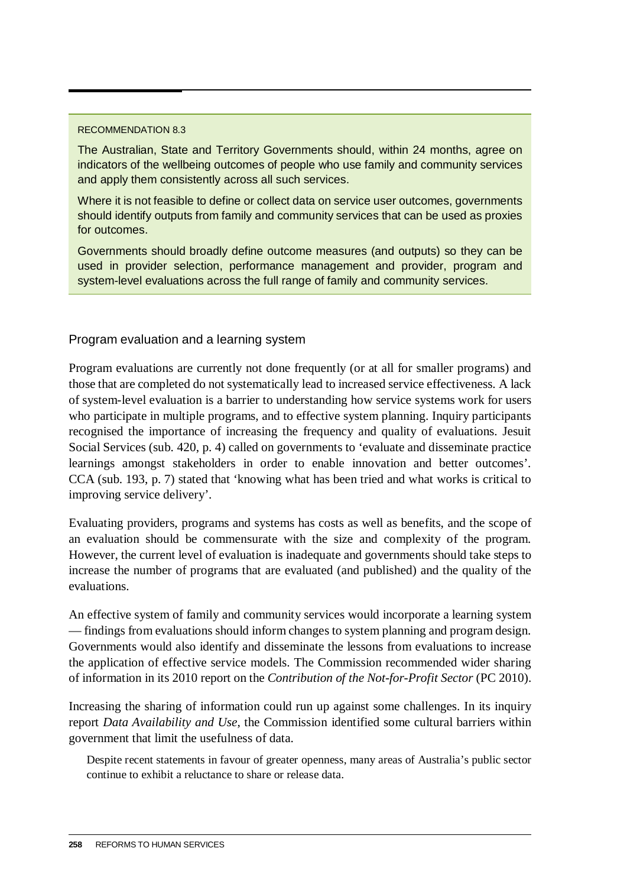RECOMMENDATION 8.3

The Australian, State and Territory Governments should, within 24 months, agree on indicators of the wellbeing outcomes of people who use family and community services and apply them consistently across all such services.

Where it is not feasible to define or collect data on service user outcomes, governments should identify outputs from family and community services that can be used as proxies for outcomes.

Governments should broadly define outcome measures (and outputs) so they can be used in provider selection, performance management and provider, program and system-level evaluations across the full range of family and community services.

### Program evaluation and a learning system

Program evaluations are currently not done frequently (or at all for smaller programs) and those that are completed do not systematically lead to increased service effectiveness. A lack of system-level evaluation is a barrier to understanding how service systems work for users who participate in multiple programs, and to effective system planning. Inquiry participants recognised the importance of increasing the frequency and quality of evaluations. Jesuit Social Services (sub. 420, p. 4) called on governments to 'evaluate and disseminate practice learnings amongst stakeholders in order to enable innovation and better outcomes'. CCA (sub. 193, p. 7) stated that 'knowing what has been tried and what works is critical to improving service delivery'.

Evaluating providers, programs and systems has costs as well as benefits, and the scope of an evaluation should be commensurate with the size and complexity of the program. However, the current level of evaluation is inadequate and governments should take steps to increase the number of programs that are evaluated (and published) and the quality of the evaluations.

An effective system of family and community services would incorporate a learning system — findings from evaluations should inform changes to system planning and program design. Governments would also identify and disseminate the lessons from evaluations to increase the application of effective service models. The Commission recommended wider sharing of information in its 2010 report on the *Contribution of the Not-for-Profit Sector* (PC 2010).

Increasing the sharing of information could run up against some challenges. In its inquiry report *Data Availability and Use*, the Commission identified some cultural barriers within government that limit the usefulness of data.

> Despite recent statements in favour of greater openness, many areas of Australia's public sector continue to exhibit a reluctance to share or release data.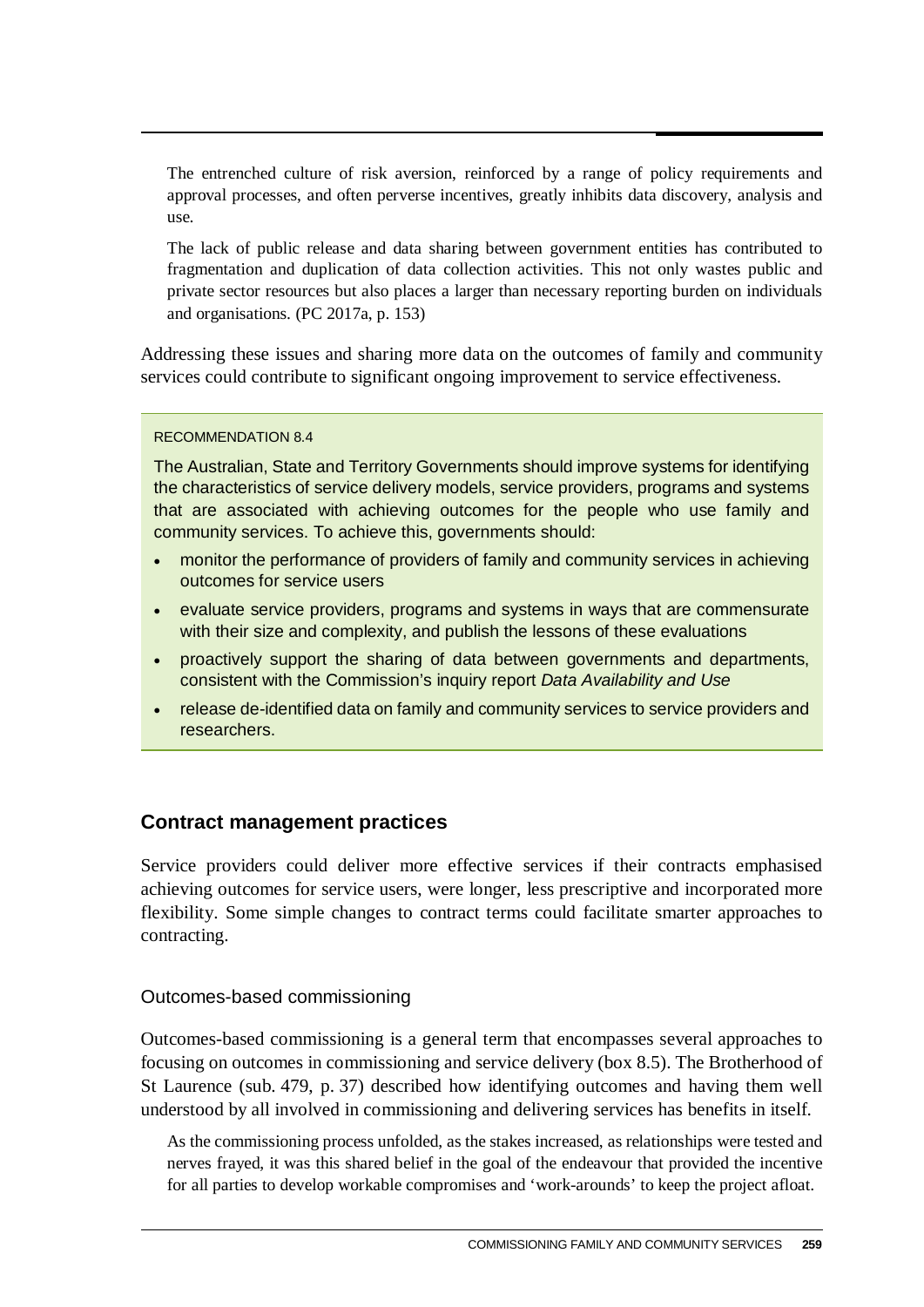> The entrenched culture of risk aversion, reinforced by a range of policy requirements and approval processes, and often perverse incentives, greatly inhibits data discovery, analysis and use.
>
> The lack of public release and data sharing between government entities has contributed to fragmentation and duplication of data collection activities. This not only wastes public and private sector resources but also places a larger than necessary reporting burden on individuals and organisations. (PC 2017a, p. 153)

Addressing these issues and sharing more data on the outcomes of family and community services could contribute to significant ongoing improvement to service effectiveness.

> RECOMMENDATION 8.4
>
> The Australian, State and Territory Governments should improve systems for identifying the characteristics of service delivery models, service providers, programs and systems that are associated with achieving outcomes for the people who use family and community services. To achieve this, governments should:
>
> - monitor the performance of providers of family and community services in achieving outcomes for service users
> - evaluate service providers, programs and systems in ways that are commensurate with their size and complexity, and publish the lessons of these evaluations
> - proactively support the sharing of data between governments and departments, consistent with the Commission's inquiry report *Data Availability and Use*
> - release de-identified data on family and community services to service providers and researchers.

## Contract management practices

Service providers could deliver more effective services if their contracts emphasised achieving outcomes for service users, were longer, less prescriptive and incorporated more flexibility. Some simple changes to contract terms could facilitate smarter approaches to contracting.

### Outcomes-based commissioning

Outcomes-based commissioning is a general term that encompasses several approaches to focusing on outcomes in commissioning and service delivery (box 8.5). The Brotherhood of St Laurence (sub. 479, p. 37) described how identifying outcomes and having them well understood by all involved in commissioning and delivering services has benefits in itself.

> As the commissioning process unfolded, as the stakes increased, as relationships were tested and nerves frayed, it was this shared belief in the goal of the endeavour that provided the incentive for all parties to develop workable compromises and 'work-arounds' to keep the project afloat.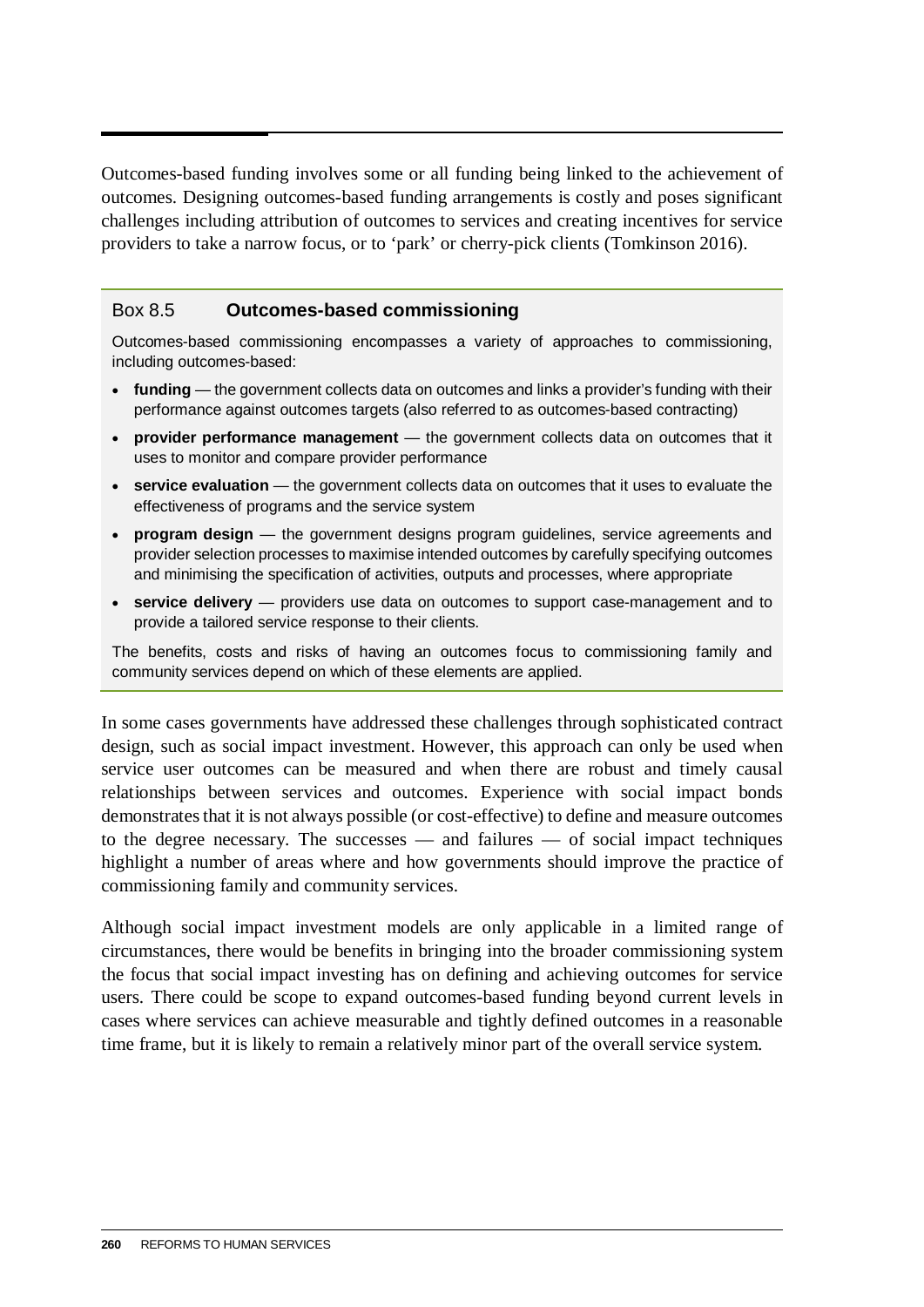Outcomes-based funding involves some or all funding being linked to the achievement of outcomes. Designing outcomes-based funding arrangements is costly and poses significant challenges including attribution of outcomes to services and creating incentives for service providers to take a narrow focus, or to 'park' or cherry-pick clients (Tomkinson 2016).

> **Box 8.5 Outcomes-based commissioning**
>
> Outcomes-based commissioning encompasses a variety of approaches to commissioning, including outcomes-based:
>
> - **funding** — the government collects data on outcomes and links a provider's funding with their performance against outcomes targets (also referred to as outcomes-based contracting)
> - **provider performance management** — the government collects data on outcomes that it uses to monitor and compare provider performance
> - **service evaluation** — the government collects data on outcomes that it uses to evaluate the effectiveness of programs and the service system
> - **program design** — the government designs program guidelines, service agreements and provider selection processes to maximise intended outcomes by carefully specifying outcomes and minimising the specification of activities, outputs and processes, where appropriate
> - **service delivery** — providers use data on outcomes to support case-management and to provide a tailored service response to their clients.
>
> The benefits, costs and risks of having an outcomes focus to commissioning family and community services depend on which of these elements are applied.

In some cases governments have addressed these challenges through sophisticated contract design, such as social impact investment. However, this approach can only be used when service user outcomes can be measured and when there are robust and timely causal relationships between services and outcomes. Experience with social impact bonds demonstrates that it is not always possible (or cost-effective) to define and measure outcomes to the degree necessary. The successes — and failures — of social impact techniques highlight a number of areas where and how governments should improve the practice of commissioning family and community services.

Although social impact investment models are only applicable in a limited range of circumstances, there would be benefits in bringing into the broader commissioning system the focus that social impact investing has on defining and achieving outcomes for service users. There could be scope to expand outcomes-based funding beyond current levels in cases where services can achieve measurable and tightly defined outcomes in a reasonable time frame, but it is likely to remain a relatively minor part of the overall service system.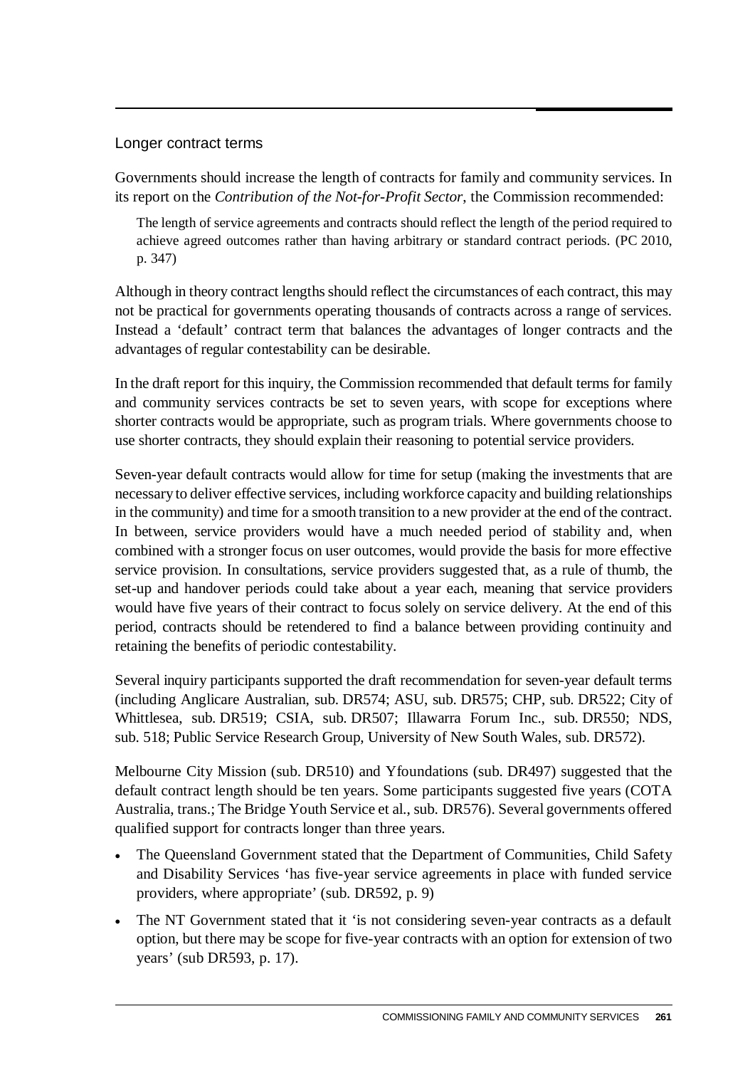### Longer contract terms

Governments should increase the length of contracts for family and community services. In its report on the *Contribution of the Not-for-Profit Sector*, the Commission recommended:

> The length of service agreements and contracts should reflect the length of the period required to achieve agreed outcomes rather than having arbitrary or standard contract periods. (PC 2010, p. 347)

Although in theory contract lengths should reflect the circumstances of each contract, this may not be practical for governments operating thousands of contracts across a range of services. Instead a 'default' contract term that balances the advantages of longer contracts and the advantages of regular contestability can be desirable.

In the draft report for this inquiry, the Commission recommended that default terms for family and community services contracts be set to seven years, with scope for exceptions where shorter contracts would be appropriate, such as program trials. Where governments choose to use shorter contracts, they should explain their reasoning to potential service providers.

Seven-year default contracts would allow for time for setup (making the investments that are necessary to deliver effective services, including workforce capacity and building relationships in the community) and time for a smooth transition to a new provider at the end of the contract. In between, service providers would have a much needed period of stability and, when combined with a stronger focus on user outcomes, would provide the basis for more effective service provision. In consultations, service providers suggested that, as a rule of thumb, the set-up and handover periods could take about a year each, meaning that service providers would have five years of their contract to focus solely on service delivery. At the end of this period, contracts should be retendered to find a balance between providing continuity and retaining the benefits of periodic contestability.

Several inquiry participants supported the draft recommendation for seven-year default terms (including Anglicare Australian, sub. DR574; ASU, sub. DR575; CHP, sub. DR522; City of Whittlesea, sub. DR519; CSIA, sub. DR507; Illawarra Forum Inc., sub. DR550; NDS, sub. 518; Public Service Research Group, University of New South Wales, sub. DR572).

Melbourne City Mission (sub. DR510) and Yfoundations (sub. DR497) suggested that the default contract length should be ten years. Some participants suggested five years (COTA Australia, trans.; The Bridge Youth Service et al., sub. DR576). Several governments offered qualified support for contracts longer than three years.

- The Queensland Government stated that the Department of Communities, Child Safety and Disability Services 'has five-year service agreements in place with funded service providers, where appropriate' (sub. DR592, p. 9)
- The NT Government stated that it 'is not considering seven-year contracts as a default option, but there may be scope for five-year contracts with an option for extension of two years' (sub DR593, p. 17).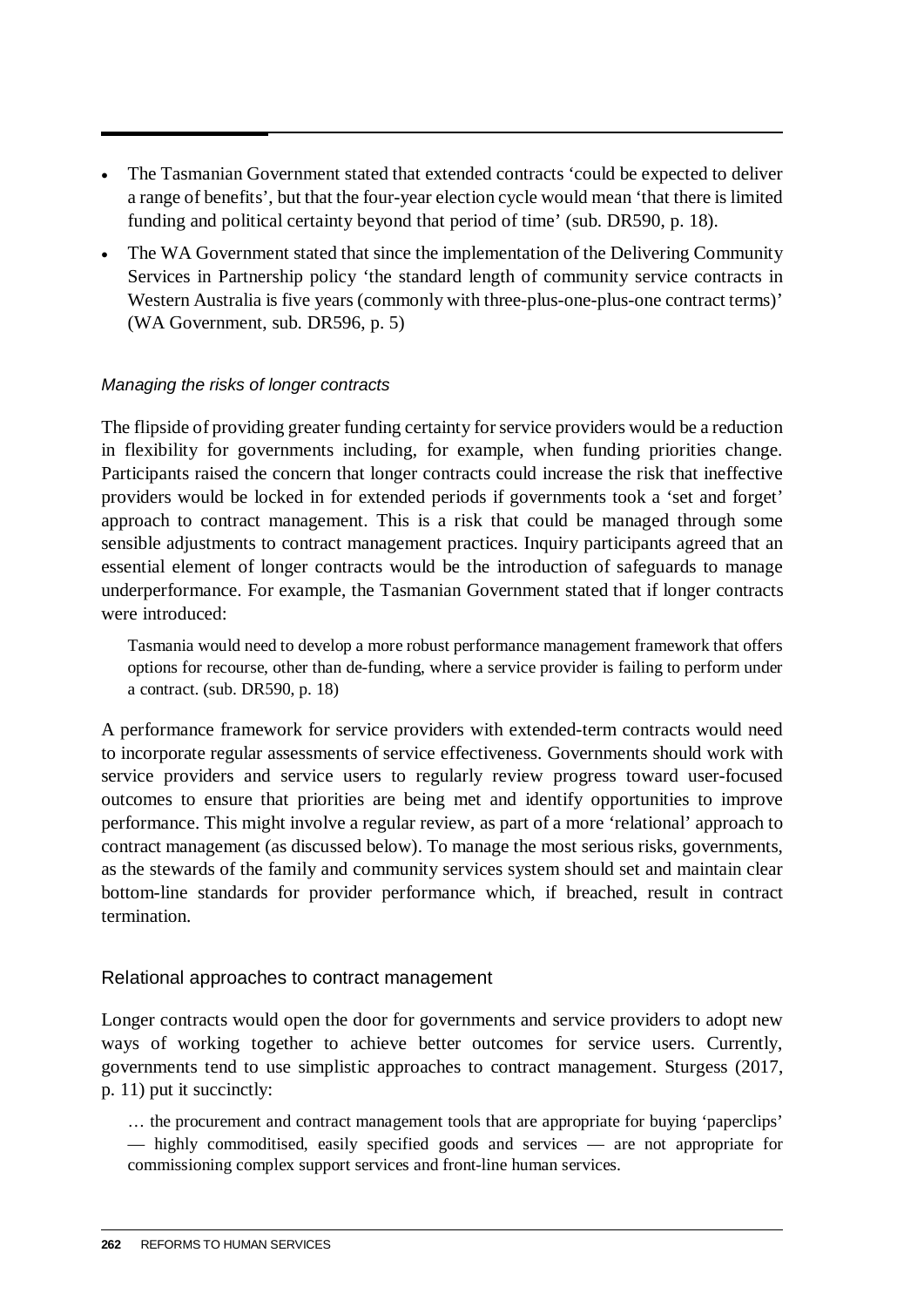- The Tasmanian Government stated that extended contracts 'could be expected to deliver a range of benefits', but that the four-year election cycle would mean 'that there is limited funding and political certainty beyond that period of time' (sub. DR590, p. 18).
- The WA Government stated that since the implementation of the Delivering Community Services in Partnership policy 'the standard length of community service contracts in Western Australia is five years (commonly with three-plus-one-plus-one contract terms)' (WA Government, sub. DR596, p. 5)

#### *Managing the risks of longer contracts*

The flipside of providing greater funding certainty for service providers would be a reduction in flexibility for governments including, for example, when funding priorities change. Participants raised the concern that longer contracts could increase the risk that ineffective providers would be locked in for extended periods if governments took a 'set and forget' approach to contract management. This is a risk that could be managed through some sensible adjustments to contract management practices. Inquiry participants agreed that an essential element of longer contracts would be the introduction of safeguards to manage underperformance. For example, the Tasmanian Government stated that if longer contracts were introduced:

> Tasmania would need to develop a more robust performance management framework that offers options for recourse, other than de-funding, where a service provider is failing to perform under a contract. (sub. DR590, p. 18)

A performance framework for service providers with extended-term contracts would need to incorporate regular assessments of service effectiveness. Governments should work with service providers and service users to regularly review progress toward user-focused outcomes to ensure that priorities are being met and identify opportunities to improve performance. This might involve a regular review, as part of a more 'relational' approach to contract management (as discussed below). To manage the most serious risks, governments, as the stewards of the family and community services system should set and maintain clear bottom-line standards for provider performance which, if breached, result in contract termination.

### Relational approaches to contract management

Longer contracts would open the door for governments and service providers to adopt new ways of working together to achieve better outcomes for service users. Currently, governments tend to use simplistic approaches to contract management. Sturgess (2017, p. 11) put it succinctly:

> … the procurement and contract management tools that are appropriate for buying 'paperclips' — highly commoditised, easily specified goods and services — are not appropriate for commissioning complex support services and front-line human services.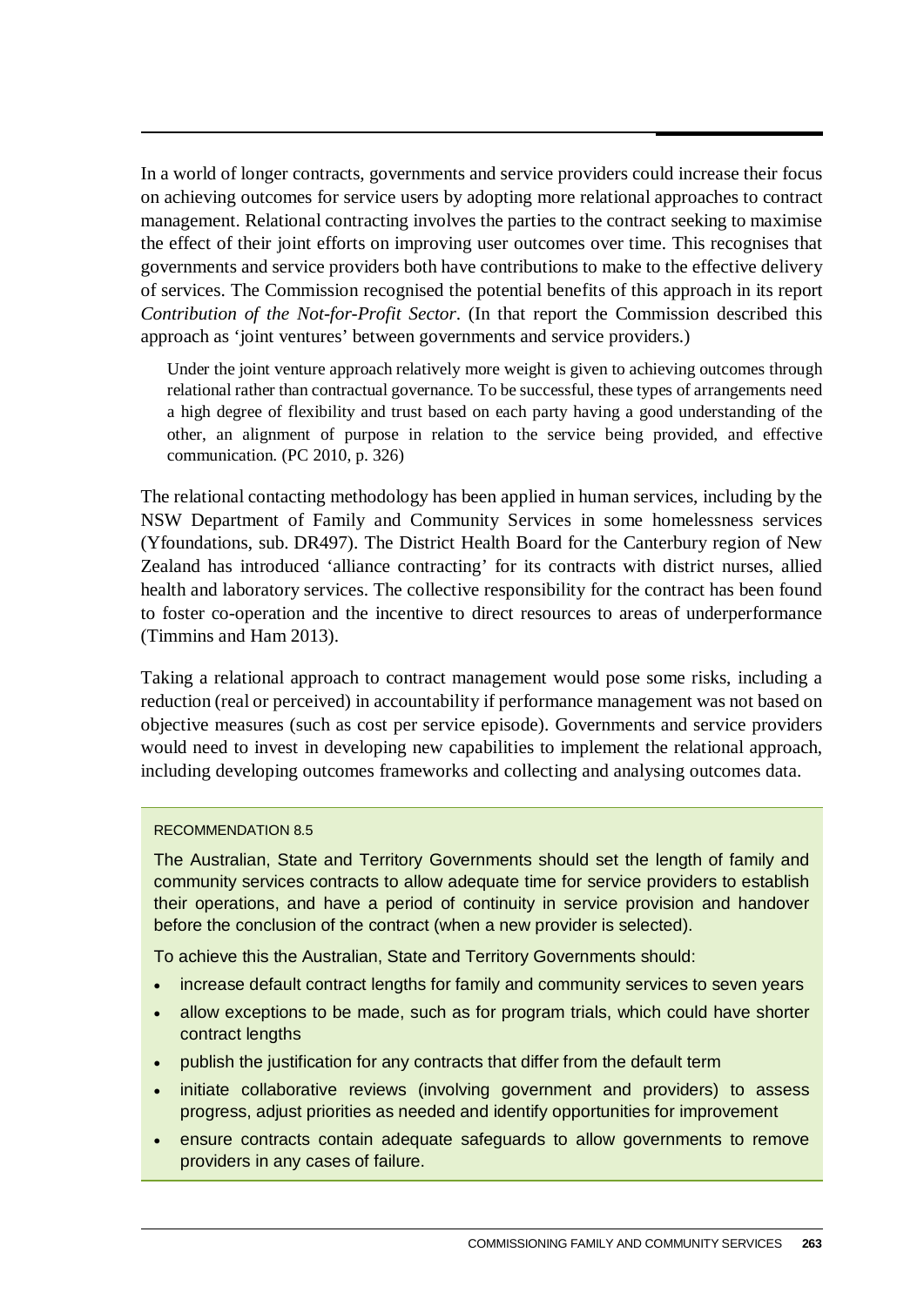In a world of longer contracts, governments and service providers could increase their focus on achieving outcomes for service users by adopting more relational approaches to contract management. Relational contracting involves the parties to the contract seeking to maximise the effect of their joint efforts on improving user outcomes over time. This recognises that governments and service providers both have contributions to make to the effective delivery of services. The Commission recognised the potential benefits of this approach in its report *Contribution of the Not-for-Profit Sector*. (In that report the Commission described this approach as 'joint ventures' between governments and service providers.)

> Under the joint venture approach relatively more weight is given to achieving outcomes through relational rather than contractual governance. To be successful, these types of arrangements need a high degree of flexibility and trust based on each party having a good understanding of the other, an alignment of purpose in relation to the service being provided, and effective communication. (PC 2010, p. 326)

The relational contacting methodology has been applied in human services, including by the NSW Department of Family and Community Services in some homelessness services (Yfoundations, sub. DR497). The District Health Board for the Canterbury region of New Zealand has introduced 'alliance contracting' for its contracts with district nurses, allied health and laboratory services. The collective responsibility for the contract has been found to foster co-operation and the incentive to direct resources to areas of underperformance (Timmins and Ham 2013).

Taking a relational approach to contract management would pose some risks, including a reduction (real or perceived) in accountability if performance management was not based on objective measures (such as cost per service episode). Governments and service providers would need to invest in developing new capabilities to implement the relational approach, including developing outcomes frameworks and collecting and analysing outcomes data.

RECOMMENDATION 8.5

The Australian, State and Territory Governments should set the length of family and community services contracts to allow adequate time for service providers to establish their operations, and have a period of continuity in service provision and handover before the conclusion of the contract (when a new provider is selected).

To achieve this the Australian, State and Territory Governments should:

- increase default contract lengths for family and community services to seven years
- allow exceptions to be made, such as for program trials, which could have shorter contract lengths
- publish the justification for any contracts that differ from the default term
- initiate collaborative reviews (involving government and providers) to assess progress, adjust priorities as needed and identify opportunities for improvement
- ensure contracts contain adequate safeguards to allow governments to remove providers in any cases of failure.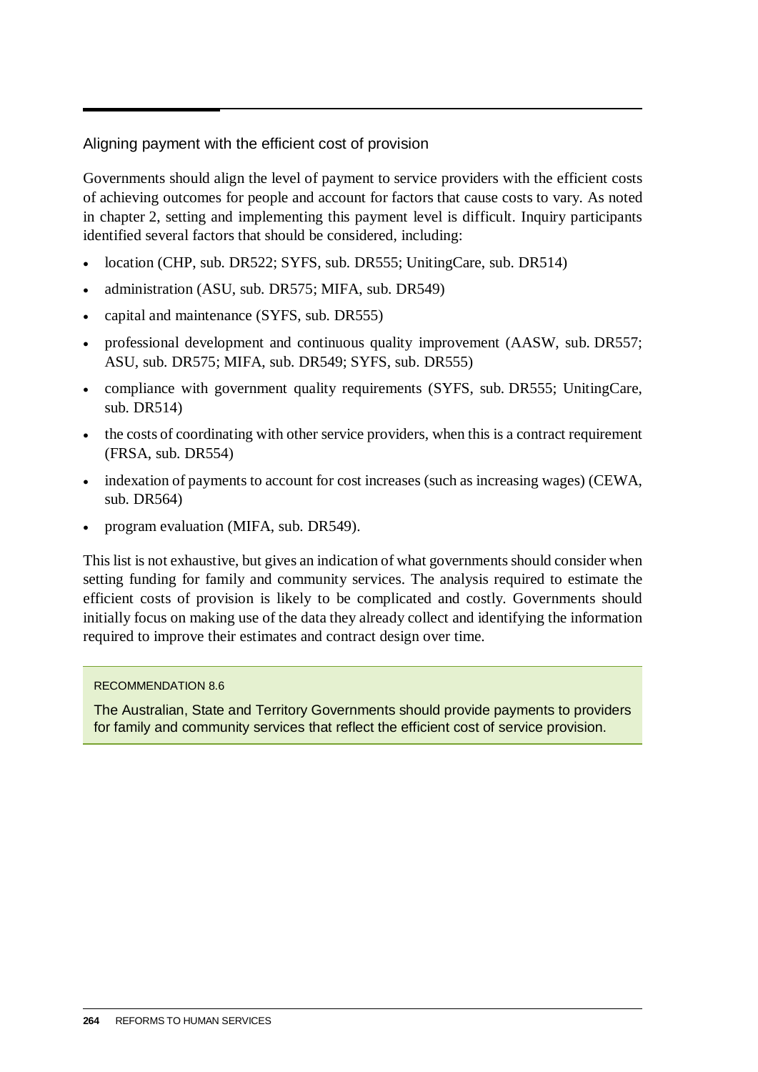### Aligning payment with the efficient cost of provision

Governments should align the level of payment to service providers with the efficient costs of achieving outcomes for people and account for factors that cause costs to vary. As noted in chapter 2, setting and implementing this payment level is difficult. Inquiry participants identified several factors that should be considered, including:

- location (CHP, sub. DR522; SYFS, sub. DR555; UnitingCare, sub. DR514)
- administration (ASU, sub. DR575; MIFA, sub. DR549)
- capital and maintenance (SYFS, sub. DR555)
- professional development and continuous quality improvement (AASW, sub. DR557; ASU, sub. DR575; MIFA, sub. DR549; SYFS, sub. DR555)
- compliance with government quality requirements (SYFS, sub. DR555; UnitingCare, sub. DR514)
- the costs of coordinating with other service providers, when this is a contract requirement (FRSA, sub. DR554)
- indexation of payments to account for cost increases (such as increasing wages) (CEWA, sub. DR564)
- program evaluation (MIFA, sub. DR549).

This list is not exhaustive, but gives an indication of what governments should consider when setting funding for family and community services. The analysis required to estimate the efficient costs of provision is likely to be complicated and costly. Governments should initially focus on making use of the data they already collect and identifying the information required to improve their estimates and contract design over time.

> RECOMMENDATION 8.6
>
> The Australian, State and Territory Governments should provide payments to providers for family and community services that reflect the efficient cost of service provision.